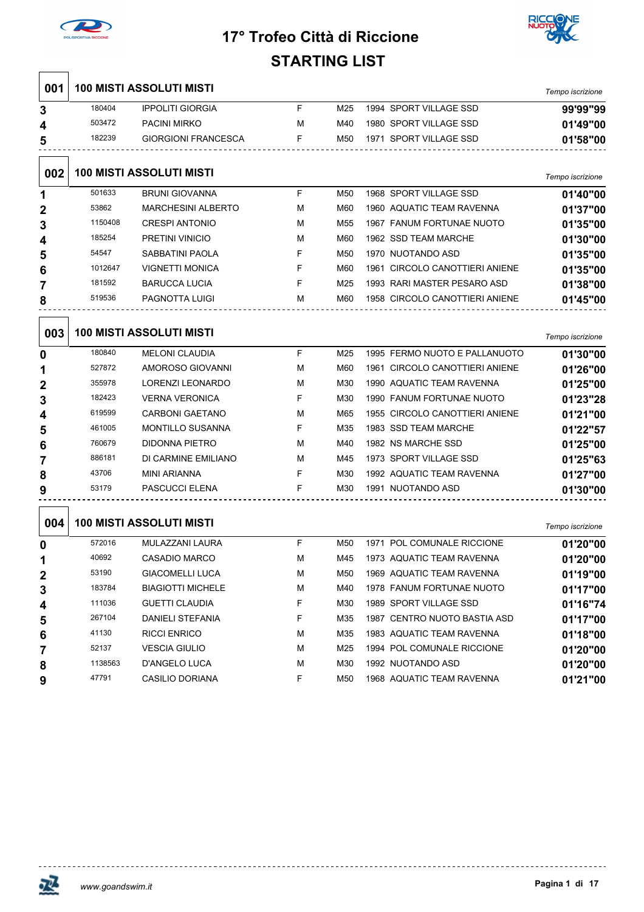# 17° Trofeo Città di Riccione

## STARTING LIST

### 001 100 MISTI ASSOLUTI MISTI

| Corsia | Tessera | Nome | Sesso | Cat. | Anno | Società | *Tempo iscrizione* |
|---|---|---|---|---|---|---|---|
| 3 | 180404 | IPPOLITI GIORGIA | F | M25 | 1994 | SPORT VILLAGE SSD | 99'99"99 |
| 4 | 503472 | PACINI MIRKO | M | M40 | 1980 | SPORT VILLAGE SSD | 01'49"00 |
| 5 | 182239 | GIORGIONI FRANCESCA | F | M50 | 1971 | SPORT VILLAGE SSD | 01'58"00 |

### 002 100 MISTI ASSOLUTI MISTI

| Corsia | Tessera | Nome | Sesso | Cat. | Anno | Società | *Tempo iscrizione* |
|---|---|---|---|---|---|---|---|
| 1 | 501633 | BRUNI GIOVANNA | F | M50 | 1968 | SPORT VILLAGE SSD | 01'40"00 |
| 2 | 53862 | MARCHESINI ALBERTO | M | M60 | 1960 | AQUATIC TEAM RAVENNA | 01'37"00 |
| 3 | 1150408 | CRESPI ANTONIO | M | M55 | 1967 | FANUM FORTUNAE NUOTO | 01'35"00 |
| 4 | 185254 | PRETINI VINICIO | M | M60 | 1962 | SSD TEAM MARCHE | 01'30"00 |
| 5 | 54547 | SABBATINI PAOLA | F | M50 | 1970 | NUOTANDO ASD | 01'35"00 |
| 6 | 1012647 | VIGNETTI MONICA | F | M60 | 1961 | CIRCOLO CANOTTIERI ANIENE | 01'35"00 |
| 7 | 181592 | BARUCCA LUCIA | F | M25 | 1993 | RARI MASTER PESARO ASD | 01'38"00 |
| 8 | 519536 | PAGNOTTA LUIGI | M | M60 | 1958 | CIRCOLO CANOTTIERI ANIENE | 01'45"00 |

### 003 100 MISTI ASSOLUTI MISTI

| Corsia | Tessera | Nome | Sesso | Cat. | Anno | Società | *Tempo iscrizione* |
|---|---|---|---|---|---|---|---|
| 0 | 180840 | MELONI CLAUDIA | F | M25 | 1995 | FERMO NUOTO E PALLANUOTO | 01'30"00 |
| 1 | 527872 | AMOROSO GIOVANNI | M | M60 | 1961 | CIRCOLO CANOTTIERI ANIENE | 01'26"00 |
| 2 | 355978 | LORENZI LEONARDO | M | M30 | 1990 | AQUATIC TEAM RAVENNA | 01'25"00 |
| 3 | 182423 | VERNA VERONICA | F | M30 | 1990 | FANUM FORTUNAE NUOTO | 01'23"28 |
| 4 | 619599 | CARBONI GAETANO | M | M65 | 1955 | CIRCOLO CANOTTIERI ANIENE | 01'21"00 |
| 5 | 461005 | MONTILLO SUSANNA | F | M35 | 1983 | SSD TEAM MARCHE | 01'22"57 |
| 6 | 760679 | DIDONNA PIETRO | M | M40 | 1982 | NS MARCHE SSD | 01'25"00 |
| 7 | 886181 | DI CARMINE EMILIANO | M | M45 | 1973 | SPORT VILLAGE SSD | 01'25"63 |
| 8 | 43706 | MINI ARIANNA | F | M30 | 1992 | AQUATIC TEAM RAVENNA | 01'27"00 |
| 9 | 53179 | PASCUCCI ELENA | F | M30 | 1991 | NUOTANDO ASD | 01'30"00 |

### 004 100 MISTI ASSOLUTI MISTI

| Corsia | Tessera | Nome | Sesso | Cat. | Anno | Società | *Tempo iscrizione* |
|---|---|---|---|---|---|---|---|
| 0 | 572016 | MULAZZANI LAURA | F | M50 | 1971 | POL COMUNALE RICCIONE | 01'20"00 |
| 1 | 40692 | CASADIO MARCO | M | M45 | 1973 | AQUATIC TEAM RAVENNA | 01'20"00 |
| 2 | 53190 | GIACOMELLI LUCA | M | M50 | 1969 | AQUATIC TEAM RAVENNA | 01'19"00 |
| 3 | 183784 | BIAGIOTTI MICHELE | M | M40 | 1978 | FANUM FORTUNAE NUOTO | 01'17"00 |
| 4 | 111036 | GUETTI CLAUDIA | F | M30 | 1989 | SPORT VILLAGE SSD | 01'16"74 |
| 5 | 267104 | DANIELI STEFANIA | F | M35 | 1987 | CENTRO NUOTO BASTIA ASD | 01'17"00 |
| 6 | 41130 | RICCI ENRICO | M | M35 | 1983 | AQUATIC TEAM RAVENNA | 01'18"00 |
| 7 | 52137 | VESCIA GIULIO | M | M25 | 1994 | POL COMUNALE RICCIONE | 01'20"00 |
| 8 | 1138563 | D'ANGELO LUCA | M | M30 | 1992 | NUOTANDO ASD | 01'20"00 |
| 9 | 47791 | CASILIO DORIANA | F | M50 | 1968 | AQUATIC TEAM RAVENNA | 01'21"00 |

www.goandswim.it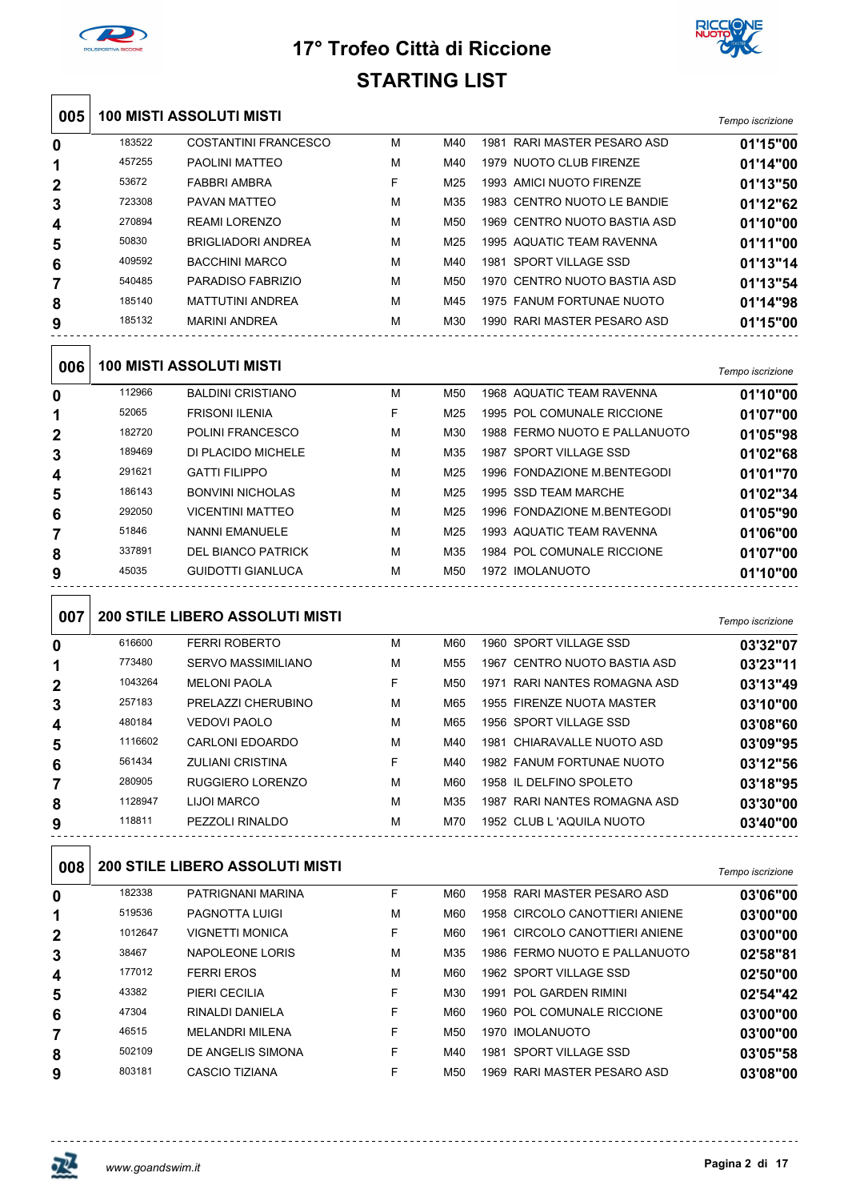# 17° Trofeo Città di Riccione

## STARTING LIST

### 005 100 MISTI ASSOLUTI MISTI

| | | | | | | | Tempo iscrizione |
|---|---|---|---|---|---|---|---|
| 0 | 183522 | COSTANTINI FRANCESCO | M | M40 | 1981 | RARI MASTER PESARO ASD | 01'15"00 |
| 1 | 457255 | PAOLINI MATTEO | M | M40 | 1979 | NUOTO CLUB FIRENZE | 01'14"00 |
| 2 | 53672 | FABBRI AMBRA | F | M25 | 1993 | AMICI NUOTO FIRENZE | 01'13"50 |
| 3 | 723308 | PAVAN MATTEO | M | M35 | 1983 | CENTRO NUOTO LE BANDIE | 01'12"62 |
| 4 | 270894 | REAMI LORENZO | M | M50 | 1969 | CENTRO NUOTO BASTIA ASD | 01'10"00 |
| 5 | 50830 | BRIGLIADORI ANDREA | M | M25 | 1995 | AQUATIC TEAM RAVENNA | 01'11"00 |
| 6 | 409592 | BACCHINI MARCO | M | M40 | 1981 | SPORT VILLAGE SSD | 01'13"14 |
| 7 | 540485 | PARADISO FABRIZIO | M | M50 | 1970 | CENTRO NUOTO BASTIA ASD | 01'13"54 |
| 8 | 185140 | MATTUTINI ANDREA | M | M45 | 1975 | FANUM FORTUNAE NUOTO | 01'14"98 |
| 9 | 185132 | MARINI ANDREA | M | M30 | 1990 | RARI MASTER PESARO ASD | 01'15"00 |

### 006 100 MISTI ASSOLUTI MISTI

| | | | | | | | Tempo iscrizione |
|---|---|---|---|---|---|---|---|
| 0 | 112966 | BALDINI CRISTIANO | M | M50 | 1968 | AQUATIC TEAM RAVENNA | 01'10"00 |
| 1 | 52065 | FRISONI ILENIA | F | M25 | 1995 | POL COMUNALE RICCIONE | 01'07"00 |
| 2 | 182720 | POLINI FRANCESCO | M | M30 | 1988 | FERMO NUOTO E PALLANUOTO | 01'05"98 |
| 3 | 189469 | DI PLACIDO MICHELE | M | M35 | 1987 | SPORT VILLAGE SSD | 01'02"68 |
| 4 | 291621 | GATTI FILIPPO | M | M25 | 1996 | FONDAZIONE M.BENTEGODI | 01'01"70 |
| 5 | 186143 | BONVINI NICHOLAS | M | M25 | 1995 | SSD TEAM MARCHE | 01'02"34 |
| 6 | 292050 | VICENTINI MATTEO | M | M25 | 1996 | FONDAZIONE M.BENTEGODI | 01'05"90 |
| 7 | 51846 | NANNI EMANUELE | M | M25 | 1993 | AQUATIC TEAM RAVENNA | 01'06"00 |
| 8 | 337891 | DEL BIANCO PATRICK | M | M35 | 1984 | POL COMUNALE RICCIONE | 01'07"00 |
| 9 | 45035 | GUIDOTTI GIANLUCA | M | M50 | 1972 | IMOLANUOTO | 01'10"00 |

### 007 200 STILE LIBERO ASSOLUTI MISTI

| | | | | | | | Tempo iscrizione |
|---|---|---|---|---|---|---|---|
| 0 | 616600 | FERRI ROBERTO | M | M60 | 1960 | SPORT VILLAGE SSD | 03'32"07 |
| 1 | 773480 | SERVO MASSIMILIANO | M | M55 | 1967 | CENTRO NUOTO BASTIA ASD | 03'23"11 |
| 2 | 1043264 | MELONI PAOLA | F | M50 | 1971 | RARI NANTES ROMAGNA ASD | 03'13"49 |
| 3 | 257183 | PRELAZZI CHERUBINO | M | M65 | 1955 | FIRENZE NUOTA MASTER | 03'10"00 |
| 4 | 480184 | VEDOVI PAOLO | M | M65 | 1956 | SPORT VILLAGE SSD | 03'08"60 |
| 5 | 1116602 | CARLONI EDOARDO | M | M40 | 1981 | CHIARAVALLE NUOTO ASD | 03'09"95 |
| 6 | 561434 | ZULIANI CRISTINA | F | M40 | 1982 | FANUM FORTUNAE NUOTO | 03'12"56 |
| 7 | 280905 | RUGGIERO LORENZO | M | M60 | 1958 | IL DELFINO SPOLETO | 03'18"95 |
| 8 | 1128947 | LIJOI MARCO | M | M35 | 1987 | RARI NANTES ROMAGNA ASD | 03'30"00 |
| 9 | 118811 | PEZZOLI RINALDO | M | M70 | 1952 | CLUB L 'AQUILA NUOTO | 03'40"00 |

### 008 200 STILE LIBERO ASSOLUTI MISTI

| | | | | | | | Tempo iscrizione |
|---|---|---|---|---|---|---|---|
| 0 | 182338 | PATRIGNANI MARINA | F | M60 | 1958 | RARI MASTER PESARO ASD | 03'06"00 |
| 1 | 519536 | PAGNOTTA LUIGI | M | M60 | 1958 | CIRCOLO CANOTTIERI ANIENE | 03'00"00 |
| 2 | 1012647 | VIGNETTI MONICA | F | M60 | 1961 | CIRCOLO CANOTTIERI ANIENE | 03'00"00 |
| 3 | 38467 | NAPOLEONE LORIS | M | M35 | 1986 | FERMO NUOTO E PALLANUOTO | 02'58"81 |
| 4 | 177012 | FERRI EROS | M | M60 | 1962 | SPORT VILLAGE SSD | 02'50"00 |
| 5 | 43382 | PIERI CECILIA | F | M30 | 1991 | POL GARDEN RIMINI | 02'54"42 |
| 6 | 47304 | RINALDI DANIELA | F | M60 | 1960 | POL COMUNALE RICCIONE | 03'00"00 |
| 7 | 46515 | MELANDRI MILENA | F | M50 | 1970 | IMOLANUOTO | 03'00"00 |
| 8 | 502109 | DE ANGELIS SIMONA | F | M40 | 1981 | SPORT VILLAGE SSD | 03'05"58 |
| 9 | 803181 | CASCIO TIZIANA | F | M50 | 1969 | RARI MASTER PESARO ASD | 03'08"00 |

www.goandswim.it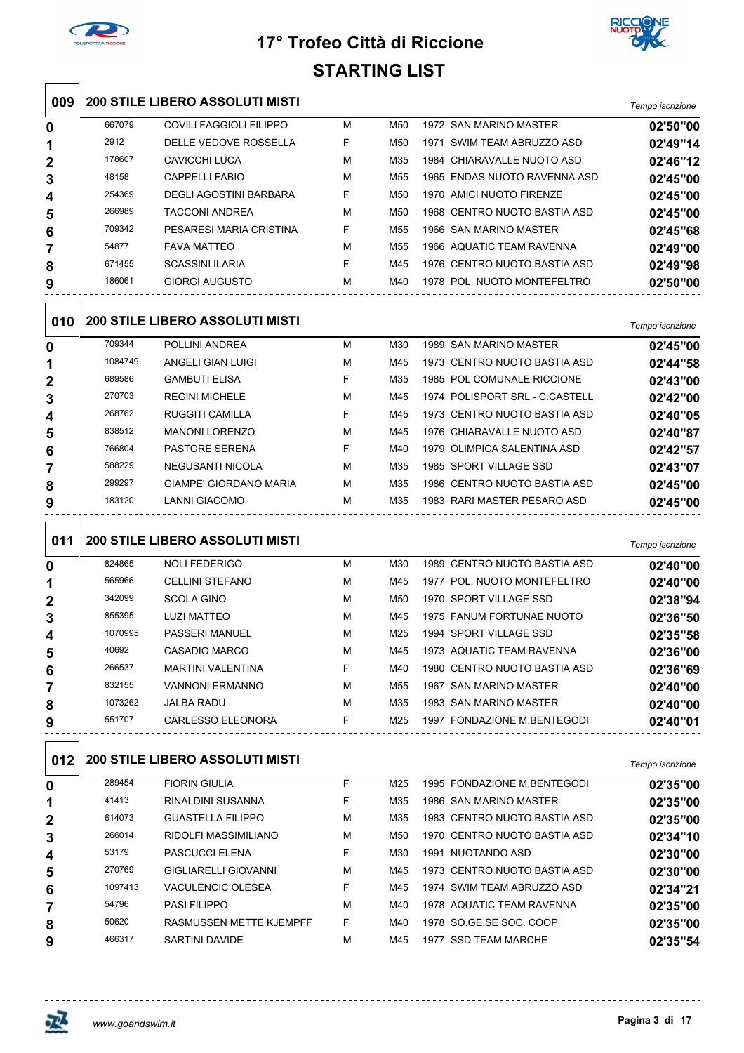# 17° Trofeo Città di Riccione

## STARTING LIST

### 009 200 STILE LIBERO ASSOLUTI MISTI

| | | | | | | | Tempo iscrizione |
|---|---|---|---|---|---|---|---|
| 0 | 667079 | COVILI FAGGIOLI FILIPPO | M | M50 | 1972 | SAN MARINO MASTER | 02'50"00 |
| 1 | 2912 | DELLE VEDOVE ROSSELLA | F | M50 | 1971 | SWIM TEAM ABRUZZO ASD | 02'49"14 |
| 2 | 178607 | CAVICCHI LUCA | M | M35 | 1984 | CHIARAVALLE NUOTO ASD | 02'46"12 |
| 3 | 48158 | CAPPELLI FABIO | M | M55 | 1965 | ENDAS NUOTO RAVENNA ASD | 02'45"00 |
| 4 | 254369 | DEGLI AGOSTINI BARBARA | F | M50 | 1970 | AMICI NUOTO FIRENZE | 02'45"00 |
| 5 | 266989 | TACCONI ANDREA | M | M50 | 1968 | CENTRO NUOTO BASTIA ASD | 02'45"00 |
| 6 | 709342 | PESARESI MARIA CRISTINA | F | M55 | 1966 | SAN MARINO MASTER | 02'45"68 |
| 7 | 54877 | FAVA MATTEO | M | M55 | 1966 | AQUATIC TEAM RAVENNA | 02'49"00 |
| 8 | 671455 | SCASSINI ILARIA | F | M45 | 1976 | CENTRO NUOTO BASTIA ASD | 02'49"98 |
| 9 | 186061 | GIORGI AUGUSTO | M | M40 | 1978 | POL. NUOTO MONTEFELTRO | 02'50"00 |

### 010 200 STILE LIBERO ASSOLUTI MISTI

| | | | | | | | Tempo iscrizione |
|---|---|---|---|---|---|---|---|
| 0 | 709344 | POLLINI ANDREA | M | M30 | 1989 | SAN MARINO MASTER | 02'45"00 |
| 1 | 1084749 | ANGELI GIAN LUIGI | M | M45 | 1973 | CENTRO NUOTO BASTIA ASD | 02'44"58 |
| 2 | 689586 | GAMBUTI ELISA | F | M35 | 1985 | POL COMUNALE RICCIONE | 02'43"00 |
| 3 | 270703 | REGINI MICHELE | M | M45 | 1974 | POLISPORT SRL - C.CASTELL | 02'42"00 |
| 4 | 268762 | RUGGITI CAMILLA | F | M45 | 1973 | CENTRO NUOTO BASTIA ASD | 02'40"05 |
| 5 | 838512 | MANONI LORENZO | M | M45 | 1976 | CHIARAVALLE NUOTO ASD | 02'40"87 |
| 6 | 766804 | PASTORE SERENA | F | M40 | 1979 | OLIMPICA SALENTINA ASD | 02'42"57 |
| 7 | 588229 | NEGUSANTI NICOLA | M | M35 | 1985 | SPORT VILLAGE SSD | 02'43"07 |
| 8 | 299297 | GIAMPE' GIORDANO MARIA | M | M35 | 1986 | CENTRO NUOTO BASTIA ASD | 02'45"00 |
| 9 | 183120 | LANNI GIACOMO | M | M35 | 1983 | RARI MASTER PESARO ASD | 02'45"00 |

### 011 200 STILE LIBERO ASSOLUTI MISTI

| | | | | | | | Tempo iscrizione |
|---|---|---|---|---|---|---|---|
| 0 | 824865 | NOLI FEDERIGO | M | M30 | 1989 | CENTRO NUOTO BASTIA ASD | 02'40"00 |
| 1 | 565966 | CELLINI STEFANO | M | M45 | 1977 | POL. NUOTO MONTEFELTRO | 02'40"00 |
| 2 | 342099 | SCOLA GINO | M | M50 | 1970 | SPORT VILLAGE SSD | 02'38"94 |
| 3 | 855395 | LUZI MATTEO | M | M45 | 1975 | FANUM FORTUNAE NUOTO | 02'36"50 |
| 4 | 1070995 | PASSERI MANUEL | M | M25 | 1994 | SPORT VILLAGE SSD | 02'35"58 |
| 5 | 40692 | CASADIO MARCO | M | M45 | 1973 | AQUATIC TEAM RAVENNA | 02'36"00 |
| 6 | 266537 | MARTINI VALENTINA | F | M40 | 1980 | CENTRO NUOTO BASTIA ASD | 02'36"69 |
| 7 | 832155 | VANNONI ERMANNO | M | M55 | 1967 | SAN MARINO MASTER | 02'40"00 |
| 8 | 1073262 | JALBA RADU | M | M35 | 1983 | SAN MARINO MASTER | 02'40"00 |
| 9 | 551707 | CARLESSO ELEONORA | F | M25 | 1997 | FONDAZIONE M.BENTEGODI | 02'40"01 |

### 012 200 STILE LIBERO ASSOLUTI MISTI

| | | | | | | | Tempo iscrizione |
|---|---|---|---|---|---|---|---|
| 0 | 289454 | FIORIN GIULIA | F | M25 | 1995 | FONDAZIONE M.BENTEGODI | 02'35"00 |
| 1 | 41413 | RINALDINI SUSANNA | F | M35 | 1986 | SAN MARINO MASTER | 02'35"00 |
| 2 | 614073 | GUASTELLA FILIPPO | M | M35 | 1983 | CENTRO NUOTO BASTIA ASD | 02'35"00 |
| 3 | 266014 | RIDOLFI MASSIMILIANO | M | M50 | 1970 | CENTRO NUOTO BASTIA ASD | 02'34"10 |
| 4 | 53179 | PASCUCCI ELENA | F | M30 | 1991 | NUOTANDO ASD | 02'30"00 |
| 5 | 270769 | GIGLIARELLI GIOVANNI | M | M45 | 1973 | CENTRO NUOTO BASTIA ASD | 02'30"00 |
| 6 | 1097413 | VACULENCIC OLESEA | F | M45 | 1974 | SWIM TEAM ABRUZZO ASD | 02'34"21 |
| 7 | 54796 | PASI FILIPPO | M | M40 | 1978 | AQUATIC TEAM RAVENNA | 02'35"00 |
| 8 | 50620 | RASMUSSEN METTE KJEMPFF | F | M40 | 1978 | SO.GE.SE SOC. COOP | 02'35"00 |
| 9 | 466317 | SARTINI DAVIDE | M | M45 | 1977 | SSD TEAM MARCHE | 02'35"54 |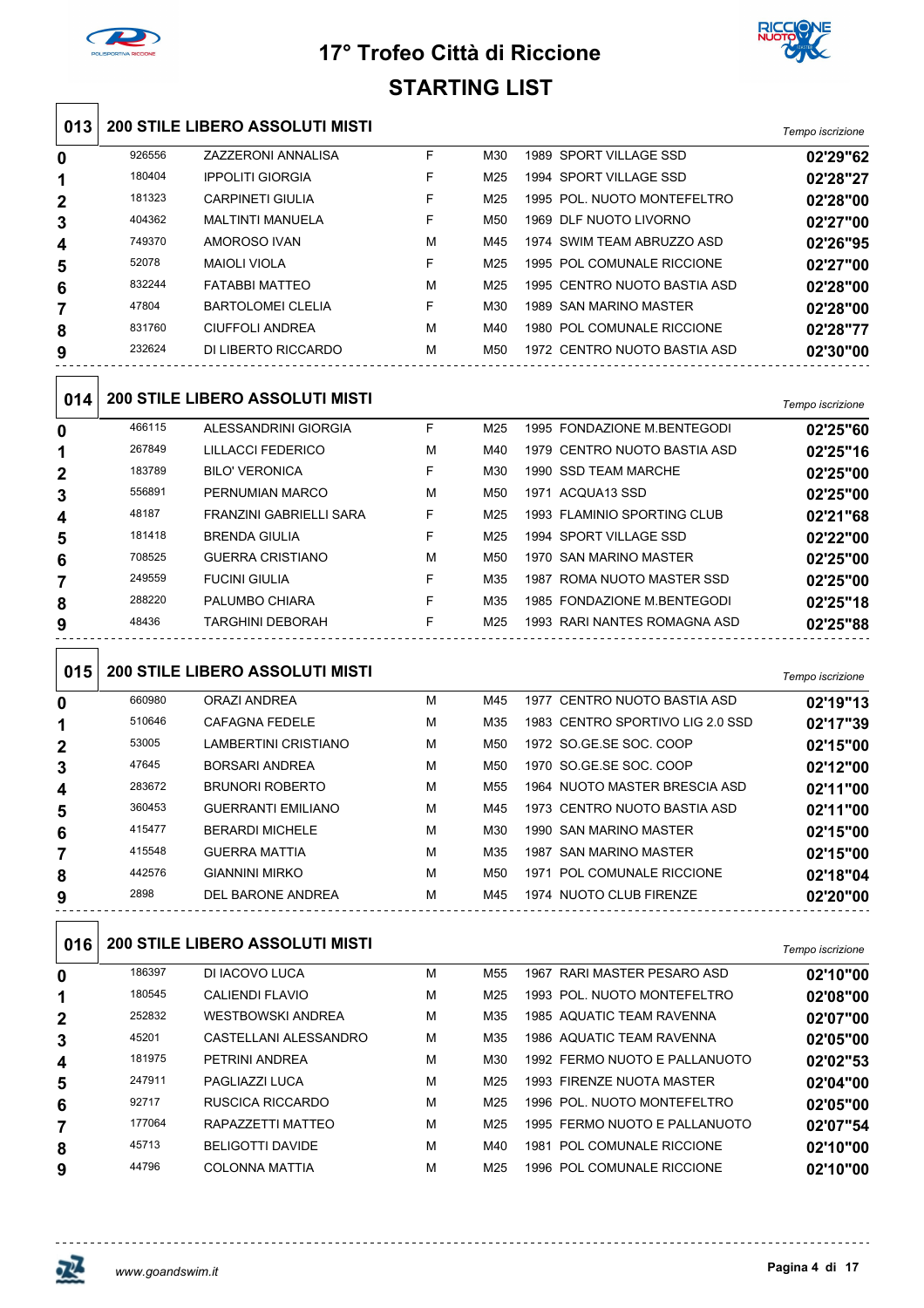# 17° Trofeo Città di Riccione

## STARTING LIST

### 013 200 STILE LIBERO ASSOLUTI MISTI

| | | | | | | | Tempo iscrizione |
|---|---|---|---|---|---|---|---|
| 0 | 926556 | ZAZZERONI ANNALISA | F | M30 | 1989 | SPORT VILLAGE SSD | 02'29"62 |
| 1 | 180404 | IPPOLITI GIORGIA | F | M25 | 1994 | SPORT VILLAGE SSD | 02'28"27 |
| 2 | 181323 | CARPINETI GIULIA | F | M25 | 1995 | POL. NUOTO MONTEFELTRO | 02'28"00 |
| 3 | 404362 | MALTINTI MANUELA | F | M50 | 1969 | DLF NUOTO LIVORNO | 02'27"00 |
| 4 | 749370 | AMOROSO IVAN | M | M45 | 1974 | SWIM TEAM ABRUZZO ASD | 02'26"95 |
| 5 | 52078 | MAIOLI VIOLA | F | M25 | 1995 | POL COMUNALE RICCIONE | 02'27"00 |
| 6 | 832244 | FATABBI MATTEO | M | M25 | 1995 | CENTRO NUOTO BASTIA ASD | 02'28"00 |
| 7 | 47804 | BARTOLOMEI CLELIA | F | M30 | 1989 | SAN MARINO MASTER | 02'28"00 |
| 8 | 831760 | CIUFFOLI ANDREA | M | M40 | 1980 | POL COMUNALE RICCIONE | 02'28"77 |
| 9 | 232624 | DI LIBERTO RICCARDO | M | M50 | 1972 | CENTRO NUOTO BASTIA ASD | 02'30"00 |

### 014 200 STILE LIBERO ASSOLUTI MISTI

| | | | | | | | Tempo iscrizione |
|---|---|---|---|---|---|---|---|
| 0 | 466115 | ALESSANDRINI GIORGIA | F | M25 | 1995 | FONDAZIONE M.BENTEGODI | 02'25"60 |
| 1 | 267849 | LILLACCI FEDERICO | M | M40 | 1979 | CENTRO NUOTO BASTIA ASD | 02'25"16 |
| 2 | 183789 | BILO' VERONICA | F | M30 | 1990 | SSD TEAM MARCHE | 02'25"00 |
| 3 | 556891 | PERNUMIAN MARCO | M | M50 | 1971 | ACQUA13 SSD | 02'25"00 |
| 4 | 48187 | FRANZINI GABRIELLI SARA | F | M25 | 1993 | FLAMINIO SPORTING CLUB | 02'21"68 |
| 5 | 181418 | BRENDA GIULIA | F | M25 | 1994 | SPORT VILLAGE SSD | 02'22"00 |
| 6 | 708525 | GUERRA CRISTIANO | M | M50 | 1970 | SAN MARINO MASTER | 02'25"00 |
| 7 | 249559 | FUCINI GIULIA | F | M35 | 1987 | ROMA NUOTO MASTER SSD | 02'25"00 |
| 8 | 288220 | PALUMBO CHIARA | F | M35 | 1985 | FONDAZIONE M.BENTEGODI | 02'25"18 |
| 9 | 48436 | TARGHINI DEBORAH | F | M25 | 1993 | RARI NANTES ROMAGNA ASD | 02'25"88 |

### 015 200 STILE LIBERO ASSOLUTI MISTI

| | | | | | | | Tempo iscrizione |
|---|---|---|---|---|---|---|---|
| 0 | 660980 | ORAZI ANDREA | M | M45 | 1977 | CENTRO NUOTO BASTIA ASD | 02'19"13 |
| 1 | 510646 | CAFAGNA FEDELE | M | M35 | 1983 | CENTRO SPORTIVO LIG 2.0 SSD | 02'17"39 |
| 2 | 53005 | LAMBERTINI CRISTIANO | M | M50 | 1972 | SO.GE.SE SOC. COOP | 02'15"00 |
| 3 | 47645 | BORSARI ANDREA | M | M50 | 1970 | SO.GE.SE SOC. COOP | 02'12"00 |
| 4 | 283672 | BRUNORI ROBERTO | M | M55 | 1964 | NUOTO MASTER BRESCIA ASD | 02'11"00 |
| 5 | 360453 | GUERRANTI EMILIANO | M | M45 | 1973 | CENTRO NUOTO BASTIA ASD | 02'11"00 |
| 6 | 415477 | BERARDI MICHELE | M | M30 | 1990 | SAN MARINO MASTER | 02'15"00 |
| 7 | 415548 | GUERRA MATTIA | M | M35 | 1987 | SAN MARINO MASTER | 02'15"00 |
| 8 | 442576 | GIANNINI MIRKO | M | M50 | 1971 | POL COMUNALE RICCIONE | 02'18"04 |
| 9 | 2898 | DEL BARONE ANDREA | M | M45 | 1974 | NUOTO CLUB FIRENZE | 02'20"00 |

### 016 200 STILE LIBERO ASSOLUTI MISTI

| | | | | | | | Tempo iscrizione |
|---|---|---|---|---|---|---|---|
| 0 | 186397 | DI IACOVO LUCA | M | M55 | 1967 | RARI MASTER PESARO ASD | 02'10"00 |
| 1 | 180545 | CALIENDI FLAVIO | M | M25 | 1993 | POL. NUOTO MONTEFELTRO | 02'08"00 |
| 2 | 252832 | WESTBOWSKI ANDREA | M | M35 | 1985 | AQUATIC TEAM RAVENNA | 02'07"00 |
| 3 | 45201 | CASTELLANI ALESSANDRO | M | M35 | 1986 | AQUATIC TEAM RAVENNA | 02'05"00 |
| 4 | 181975 | PETRINI ANDREA | M | M30 | 1992 | FERMO NUOTO E PALLANUOTO | 02'02"53 |
| 5 | 247911 | PAGLIAZZI LUCA | M | M25 | 1993 | FIRENZE NUOTA MASTER | 02'04"00 |
| 6 | 92717 | RUSCICA RICCARDO | M | M25 | 1996 | POL. NUOTO MONTEFELTRO | 02'05"00 |
| 7 | 177064 | RAPAZZETTI MATTEO | M | M25 | 1995 | FERMO NUOTO E PALLANUOTO | 02'07"54 |
| 8 | 45713 | BELIGOTTI DAVIDE | M | M40 | 1981 | POL COMUNALE RICCIONE | 02'10"00 |
| 9 | 44796 | COLONNA MATTIA | M | M25 | 1996 | POL COMUNALE RICCIONE | 02'10"00 |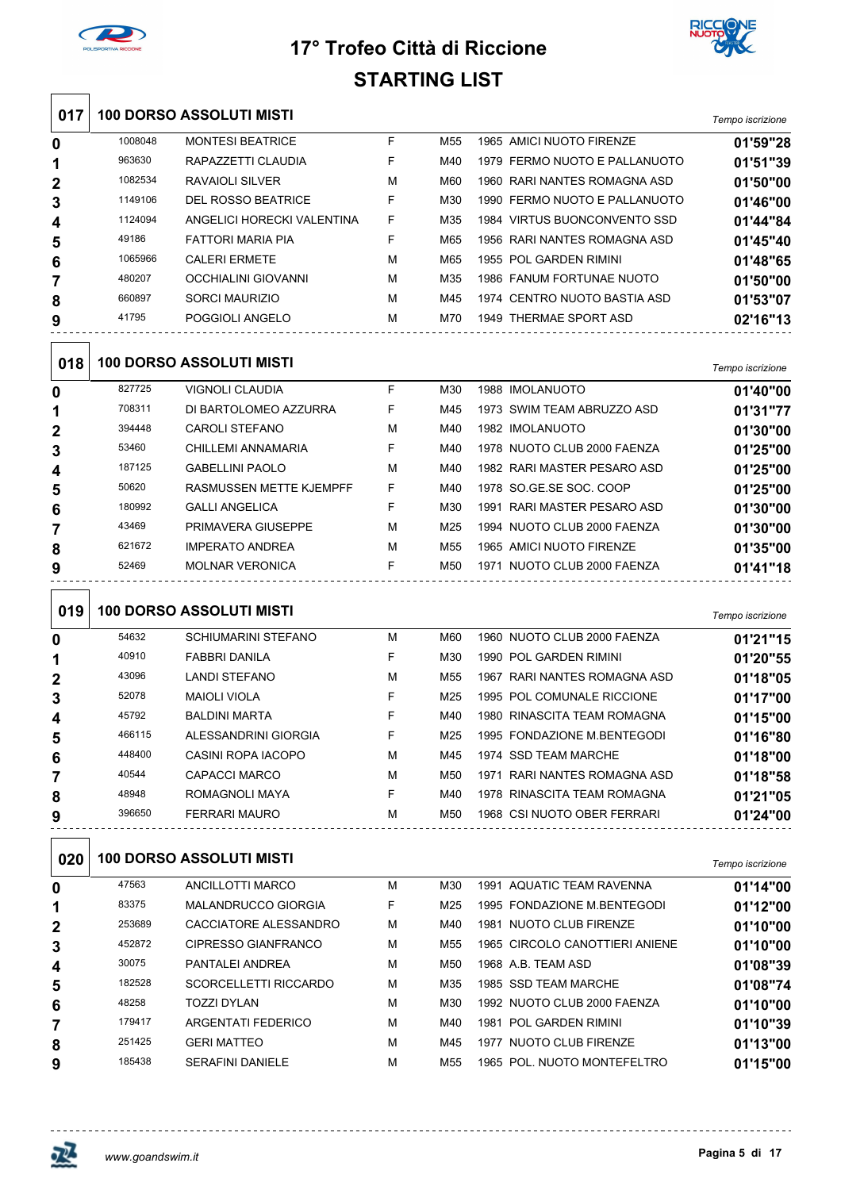# 17° Trofeo Città di Riccione

## STARTING LIST

### 017 100 DORSO ASSOLUTI MISTI

| | | | | | | | Tempo iscrizione |
|---|---|---|---|---|---|---|---|
| 0 | 1008048 | MONTESI BEATRICE | F | M55 | 1965 | AMICI NUOTO FIRENZE | 01'59"28 |
| 1 | 963630 | RAPAZZETTI CLAUDIA | F | M40 | 1979 | FERMO NUOTO E PALLANUOTO | 01'51"39 |
| 2 | 1082534 | RAVAIOLI SILVER | M | M60 | 1960 | RARI NANTES ROMAGNA ASD | 01'50"00 |
| 3 | 1149106 | DEL ROSSO BEATRICE | F | M30 | 1990 | FERMO NUOTO E PALLANUOTO | 01'46"00 |
| 4 | 1124094 | ANGELICI HORECKI VALENTINA | F | M35 | 1984 | VIRTUS BUONCONVENTO SSD | 01'44"84 |
| 5 | 49186 | FATTORI MARIA PIA | F | M65 | 1956 | RARI NANTES ROMAGNA ASD | 01'45"40 |
| 6 | 1065966 | CALERI ERMETE | M | M65 | 1955 | POL GARDEN RIMINI | 01'48"65 |
| 7 | 480207 | OCCHIALINI GIOVANNI | M | M35 | 1986 | FANUM FORTUNAE NUOTO | 01'50"00 |
| 8 | 660897 | SORCI MAURIZIO | M | M45 | 1974 | CENTRO NUOTO BASTIA ASD | 01'53"07 |
| 9 | 41795 | POGGIOLI ANGELO | M | M70 | 1949 | THERMAE SPORT ASD | 02'16"13 |

### 018 100 DORSO ASSOLUTI MISTI

| | | | | | | | Tempo iscrizione |
|---|---|---|---|---|---|---|---|
| 0 | 827725 | VIGNOLI CLAUDIA | F | M30 | 1988 | IMOLANUOTO | 01'40"00 |
| 1 | 708311 | DI BARTOLOMEO AZZURRA | F | M45 | 1973 | SWIM TEAM ABRUZZO ASD | 01'31"77 |
| 2 | 394448 | CAROLI STEFANO | M | M40 | 1982 | IMOLANUOTO | 01'30"00 |
| 3 | 53460 | CHILLEMI ANNAMARIA | F | M40 | 1978 | NUOTO CLUB 2000 FAENZA | 01'25"00 |
| 4 | 187125 | GABELLINI PAOLO | M | M40 | 1982 | RARI MASTER PESARO ASD | 01'25"00 |
| 5 | 50620 | RASMUSSEN METTE KJEMPFF | F | M40 | 1978 | SO.GE.SE SOC. COOP | 01'25"00 |
| 6 | 180992 | GALLI ANGELICA | F | M30 | 1991 | RARI MASTER PESARO ASD | 01'30"00 |
| 7 | 43469 | PRIMAVERA GIUSEPPE | M | M25 | 1994 | NUOTO CLUB 2000 FAENZA | 01'30"00 |
| 8 | 621672 | IMPERATO ANDREA | M | M55 | 1965 | AMICI NUOTO FIRENZE | 01'35"00 |
| 9 | 52469 | MOLNAR VERONICA | F | M50 | 1971 | NUOTO CLUB 2000 FAENZA | 01'41"18 |

### 019 100 DORSO ASSOLUTI MISTI

| | | | | | | | Tempo iscrizione |
|---|---|---|---|---|---|---|---|
| 0 | 54632 | SCHIUMARINI STEFANO | M | M60 | 1960 | NUOTO CLUB 2000 FAENZA | 01'21"15 |
| 1 | 40910 | FABBRI DANILA | F | M30 | 1990 | POL GARDEN RIMINI | 01'20"55 |
| 2 | 43096 | LANDI STEFANO | M | M55 | 1967 | RARI NANTES ROMAGNA ASD | 01'18"05 |
| 3 | 52078 | MAIOLI VIOLA | F | M25 | 1995 | POL COMUNALE RICCIONE | 01'17"00 |
| 4 | 45792 | BALDINI MARTA | F | M40 | 1980 | RINASCITA TEAM ROMAGNA | 01'15"00 |
| 5 | 466115 | ALESSANDRINI GIORGIA | F | M25 | 1995 | FONDAZIONE M.BENTEGODI | 01'16"80 |
| 6 | 448400 | CASINI ROPA IACOPO | M | M45 | 1974 | SSD TEAM MARCHE | 01'18"00 |
| 7 | 40544 | CAPACCI MARCO | M | M50 | 1971 | RARI NANTES ROMAGNA ASD | 01'18"58 |
| 8 | 48948 | ROMAGNOLI MAYA | F | M40 | 1978 | RINASCITA TEAM ROMAGNA | 01'21"05 |
| 9 | 396650 | FERRARI MAURO | M | M50 | 1968 | CSI NUOTO OBER FERRARI | 01'24"00 |

### 020 100 DORSO ASSOLUTI MISTI

| | | | | | | | Tempo iscrizione |
|---|---|---|---|---|---|---|---|
| 0 | 47563 | ANCILLOTTI MARCO | M | M30 | 1991 | AQUATIC TEAM RAVENNA | 01'14"00 |
| 1 | 83375 | MALANDRUCCO GIORGIA | F | M25 | 1995 | FONDAZIONE M.BENTEGODI | 01'12"00 |
| 2 | 253689 | CACCIATORE ALESSANDRO | M | M40 | 1981 | NUOTO CLUB FIRENZE | 01'10"00 |
| 3 | 452872 | CIPRESSO GIANFRANCO | M | M55 | 1965 | CIRCOLO CANOTTIERI ANIENE | 01'10"00 |
| 4 | 30075 | PANTALEI ANDREA | M | M50 | 1968 | A.B. TEAM ASD | 01'08"39 |
| 5 | 182528 | SCORCELLETTI RICCARDO | M | M35 | 1985 | SSD TEAM MARCHE | 01'08"74 |
| 6 | 48258 | TOZZI DYLAN | M | M30 | 1992 | NUOTO CLUB 2000 FAENZA | 01'10"00 |
| 7 | 179417 | ARGENTATI FEDERICO | M | M40 | 1981 | POL GARDEN RIMINI | 01'10"39 |
| 8 | 251425 | GERI MATTEO | M | M45 | 1977 | NUOTO CLUB FIRENZE | 01'13"00 |
| 9 | 185438 | SERAFINI DANIELE | M | M55 | 1965 | POL. NUOTO MONTEFELTRO | 01'15"00 |

www.goandswim.it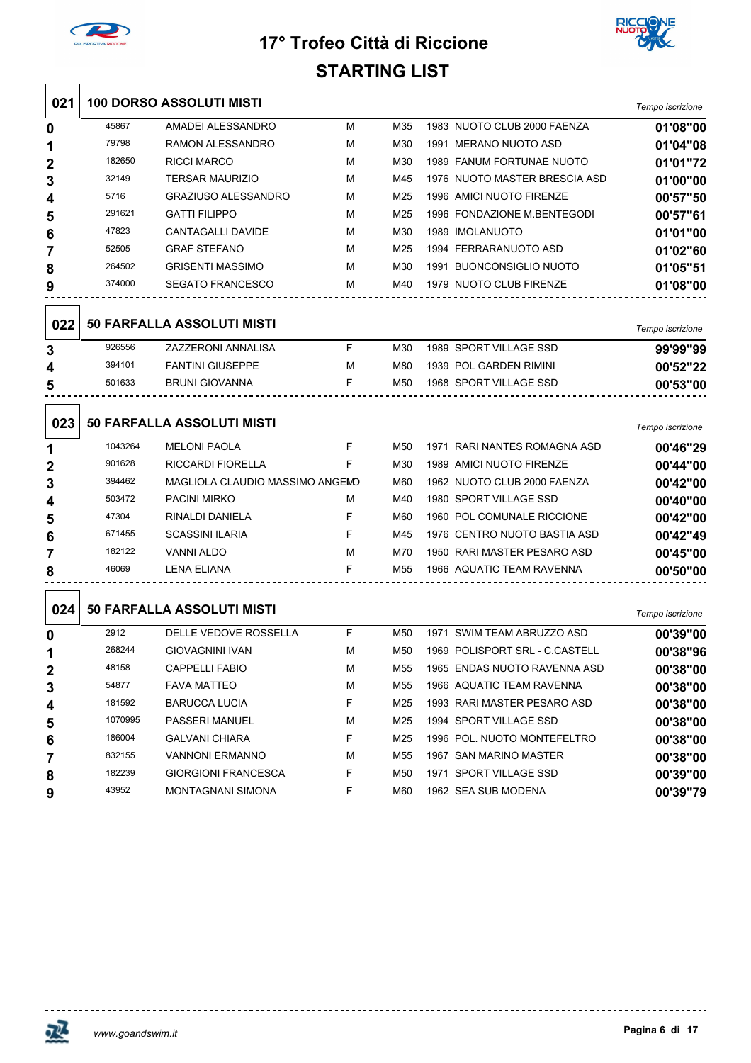# 17° Trofeo Città di Riccione

## STARTING LIST

### 021 100 DORSO ASSOLUTI MISTI

| | | | | | | | Tempo iscrizione |
|---|---|---|---|---|---|---|---|
| 0 | 45867 | AMADEI ALESSANDRO | M | M35 | 1983 | NUOTO CLUB 2000 FAENZA | 01'08"00 |
| 1 | 79798 | RAMON ALESSANDRO | M | M30 | 1991 | MERANO NUOTO ASD | 01'04"08 |
| 2 | 182650 | RICCI MARCO | M | M30 | 1989 | FANUM FORTUNAE NUOTO | 01'01"72 |
| 3 | 32149 | TERSAR MAURIZIO | M | M45 | 1976 | NUOTO MASTER BRESCIA ASD | 01'00"00 |
| 4 | 5716 | GRAZIUSO ALESSANDRO | M | M25 | 1996 | AMICI NUOTO FIRENZE | 00'57"50 |
| 5 | 291621 | GATTI FILIPPO | M | M25 | 1996 | FONDAZIONE M.BENTEGODI | 00'57"61 |
| 6 | 47823 | CANTAGALLI DAVIDE | M | M30 | 1989 | IMOLANUOTO | 01'01"00 |
| 7 | 52505 | GRAF STEFANO | M | M25 | 1994 | FERRARANUOTO ASD | 01'02"60 |
| 8 | 264502 | GRISENTI MASSIMO | M | M30 | 1991 | BUONCONSIGLIO NUOTO | 01'05"51 |
| 9 | 374000 | SEGATO FRANCESCO | M | M40 | 1979 | NUOTO CLUB FIRENZE | 01'08"00 |

### 022 50 FARFALLA ASSOLUTI MISTI

| | | | | | | | Tempo iscrizione |
|---|---|---|---|---|---|---|---|
| 3 | 926556 | ZAZZERONI ANNALISA | F | M30 | 1989 | SPORT VILLAGE SSD | 99'99"99 |
| 4 | 394101 | FANTINI GIUSEPPE | M | M80 | 1939 | POL GARDEN RIMINI | 00'52"22 |
| 5 | 501633 | BRUNI GIOVANNA | F | M50 | 1968 | SPORT VILLAGE SSD | 00'53"00 |

### 023 50 FARFALLA ASSOLUTI MISTI

| | | | | | | | Tempo iscrizione |
|---|---|---|---|---|---|---|---|
| 1 | 1043264 | MELONI PAOLA | F | M50 | 1971 | RARI NANTES ROMAGNA ASD | 00'46"29 |
| 2 | 901628 | RICCARDI FIORELLA | F | M30 | 1989 | AMICI NUOTO FIRENZE | 00'44"00 |
| 3 | 394462 | MAGLIOLA CLAUDIO MASSIMO ANGELO | M | M60 | 1962 | NUOTO CLUB 2000 FAENZA | 00'42"00 |
| 4 | 503472 | PACINI MIRKO | M | M40 | 1980 | SPORT VILLAGE SSD | 00'40"00 |
| 5 | 47304 | RINALDI DANIELA | F | M60 | 1960 | POL COMUNALE RICCIONE | 00'42"00 |
| 6 | 671455 | SCASSINI ILARIA | F | M45 | 1976 | CENTRO NUOTO BASTIA ASD | 00'42"49 |
| 7 | 182122 | VANNI ALDO | M | M70 | 1950 | RARI MASTER PESARO ASD | 00'45"00 |
| 8 | 46069 | LENA ELIANA | F | M55 | 1966 | AQUATIC TEAM RAVENNA | 00'50"00 |

### 024 50 FARFALLA ASSOLUTI MISTI

| | | | | | | | Tempo iscrizione |
|---|---|---|---|---|---|---|---|
| 0 | 2912 | DELLE VEDOVE ROSSELLA | F | M50 | 1971 | SWIM TEAM ABRUZZO ASD | 00'39"00 |
| 1 | 268244 | GIOVAGNINI IVAN | M | M50 | 1969 | POLISPORT SRL - C.CASTELL | 00'38"96 |
| 2 | 48158 | CAPPELLI FABIO | M | M55 | 1965 | ENDAS NUOTO RAVENNA ASD | 00'38"00 |
| 3 | 54877 | FAVA MATTEO | M | M55 | 1966 | AQUATIC TEAM RAVENNA | 00'38"00 |
| 4 | 181592 | BARUCCA LUCIA | F | M25 | 1993 | RARI MASTER PESARO ASD | 00'38"00 |
| 5 | 1070995 | PASSERI MANUEL | M | M25 | 1994 | SPORT VILLAGE SSD | 00'38"00 |
| 6 | 186004 | GALVANI CHIARA | F | M25 | 1996 | POL. NUOTO MONTEFELTRO | 00'38"00 |
| 7 | 832155 | VANNONI ERMANNO | M | M55 | 1967 | SAN MARINO MASTER | 00'38"00 |
| 8 | 182239 | GIORGIONI FRANCESCA | F | M50 | 1971 | SPORT VILLAGE SSD | 00'39"00 |
| 9 | 43952 | MONTAGNANI SIMONA | F | M60 | 1962 | SEA SUB MODENA | 00'39"79 |

www.goandswim.it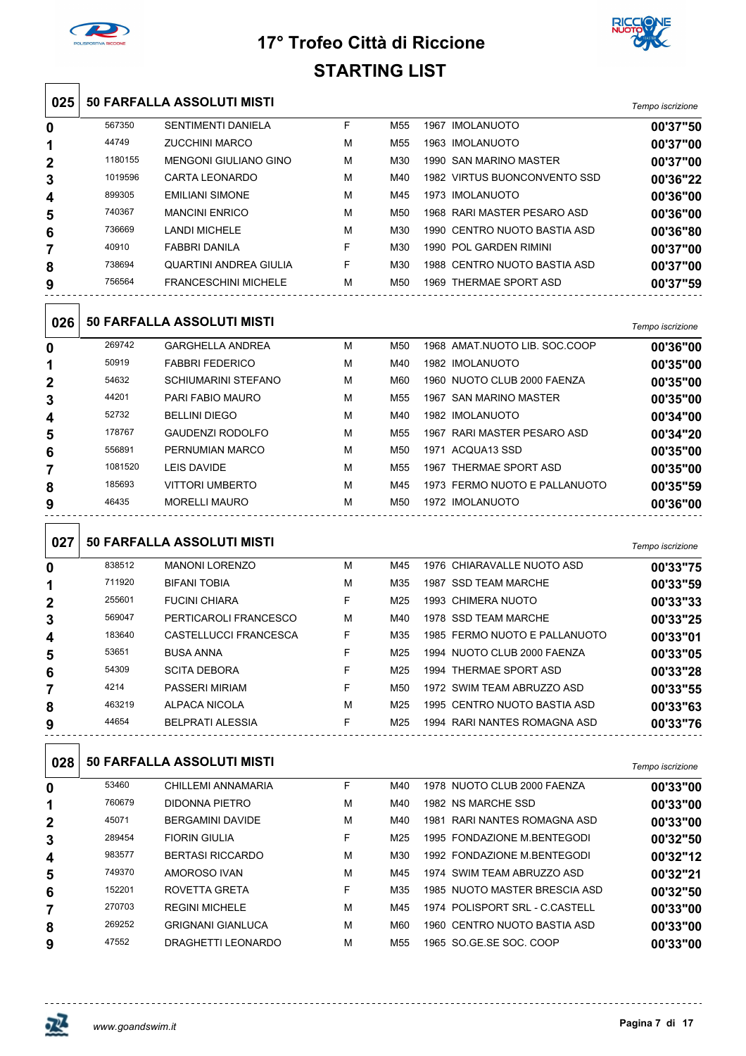# 17° Trofeo Città di Riccione

## STARTING LIST

### 025 50 FARFALLA ASSOLUTI MISTI

| | | | | | | | Tempo iscrizione |
|---|---|---|---|---|---|---|---|
| 0 | 567350 | SENTIMENTI DANIELA | F | M55 | 1967 | IMOLANUOTO | 00'37"50 |
| 1 | 44749 | ZUCCHINI MARCO | M | M55 | 1963 | IMOLANUOTO | 00'37"00 |
| 2 | 1180155 | MENGONI GIULIANO GINO | M | M30 | 1990 | SAN MARINO MASTER | 00'37"00 |
| 3 | 1019596 | CARTA LEONARDO | M | M40 | 1982 | VIRTUS BUONCONVENTO SSD | 00'36"22 |
| 4 | 899305 | EMILIANI SIMONE | M | M45 | 1973 | IMOLANUOTO | 00'36"00 |
| 5 | 740367 | MANCINI ENRICO | M | M50 | 1968 | RARI MASTER PESARO ASD | 00'36"00 |
| 6 | 736669 | LANDI MICHELE | M | M30 | 1990 | CENTRO NUOTO BASTIA ASD | 00'36"80 |
| 7 | 40910 | FABBRI DANILA | F | M30 | 1990 | POL GARDEN RIMINI | 00'37"00 |
| 8 | 738694 | QUARTINI ANDREA GIULIA | F | M30 | 1988 | CENTRO NUOTO BASTIA ASD | 00'37"00 |
| 9 | 756564 | FRANCESCHINI MICHELE | M | M50 | 1969 | THERMAE SPORT ASD | 00'37"59 |

### 026 50 FARFALLA ASSOLUTI MISTI

| | | | | | | | Tempo iscrizione |
|---|---|---|---|---|---|---|---|
| 0 | 269742 | GARGHELLA ANDREA | M | M50 | 1968 | AMAT.NUOTO LIB. SOC.COOP | 00'36"00 |
| 1 | 50919 | FABBRI FEDERICO | M | M40 | 1982 | IMOLANUOTO | 00'35"00 |
| 2 | 54632 | SCHIUMARINI STEFANO | M | M60 | 1960 | NUOTO CLUB 2000 FAENZA | 00'35"00 |
| 3 | 44201 | PARI FABIO MAURO | M | M55 | 1967 | SAN MARINO MASTER | 00'35"00 |
| 4 | 52732 | BELLINI DIEGO | M | M40 | 1982 | IMOLANUOTO | 00'34"00 |
| 5 | 178767 | GAUDENZI RODOLFO | M | M55 | 1967 | RARI MASTER PESARO ASD | 00'34"20 |
| 6 | 556891 | PERNUMIAN MARCO | M | M50 | 1971 | ACQUA13 SSD | 00'35"00 |
| 7 | 1081520 | LEIS DAVIDE | M | M55 | 1967 | THERMAE SPORT ASD | 00'35"00 |
| 8 | 185693 | VITTORI UMBERTO | M | M45 | 1973 | FERMO NUOTO E PALLANUOTO | 00'35"59 |
| 9 | 46435 | MORELLI MAURO | M | M50 | 1972 | IMOLANUOTO | 00'36"00 |

### 027 50 FARFALLA ASSOLUTI MISTI

| | | | | | | | Tempo iscrizione |
|---|---|---|---|---|---|---|---|
| 0 | 838512 | MANONI LORENZO | M | M45 | 1976 | CHIARAVALLE NUOTO ASD | 00'33"75 |
| 1 | 711920 | BIFANI TOBIA | M | M35 | 1987 | SSD TEAM MARCHE | 00'33"59 |
| 2 | 255601 | FUCINI CHIARA | F | M25 | 1993 | CHIMERA NUOTO | 00'33"33 |
| 3 | 569047 | PERTICAROLI FRANCESCO | M | M40 | 1978 | SSD TEAM MARCHE | 00'33"25 |
| 4 | 183640 | CASTELLUCCI FRANCESCA | F | M35 | 1985 | FERMO NUOTO E PALLANUOTO | 00'33"01 |
| 5 | 53651 | BUSA ANNA | F | M25 | 1994 | NUOTO CLUB 2000 FAENZA | 00'33"05 |
| 6 | 54309 | SCITA DEBORA | F | M25 | 1994 | THERMAE SPORT ASD | 00'33"28 |
| 7 | 4214 | PASSERI MIRIAM | F | M50 | 1972 | SWIM TEAM ABRUZZO ASD | 00'33"55 |
| 8 | 463219 | ALPACA NICOLA | M | M25 | 1995 | CENTRO NUOTO BASTIA ASD | 00'33"63 |
| 9 | 44654 | BELPRATI ALESSIA | F | M25 | 1994 | RARI NANTES ROMAGNA ASD | 00'33"76 |

### 028 50 FARFALLA ASSOLUTI MISTI

| | | | | | | | Tempo iscrizione |
|---|---|---|---|---|---|---|---|
| 0 | 53460 | CHILLEMI ANNAMARIA | F | M40 | 1978 | NUOTO CLUB 2000 FAENZA | 00'33"00 |
| 1 | 760679 | DIDONNA PIETRO | M | M40 | 1982 | NS MARCHE SSD | 00'33"00 |
| 2 | 45071 | BERGAMINI DAVIDE | M | M40 | 1981 | RARI NANTES ROMAGNA ASD | 00'33"00 |
| 3 | 289454 | FIORIN GIULIA | F | M25 | 1995 | FONDAZIONE M.BENTEGODI | 00'32"50 |
| 4 | 983577 | BERTASI RICCARDO | M | M30 | 1992 | FONDAZIONE M.BENTEGODI | 00'32"12 |
| 5 | 749370 | AMOROSO IVAN | M | M45 | 1974 | SWIM TEAM ABRUZZO ASD | 00'32"21 |
| 6 | 152201 | ROVETTA GRETA | F | M35 | 1985 | NUOTO MASTER BRESCIA ASD | 00'32"50 |
| 7 | 270703 | REGINI MICHELE | M | M45 | 1974 | POLISPORT SRL - C.CASTELL | 00'33"00 |
| 8 | 269252 | GRIGNANI GIANLUCA | M | M60 | 1960 | CENTRO NUOTO BASTIA ASD | 00'33"00 |
| 9 | 47552 | DRAGHETTI LEONARDO | M | M55 | 1965 | SO.GE.SE SOC. COOP | 00'33"00 |

www.goandswim.it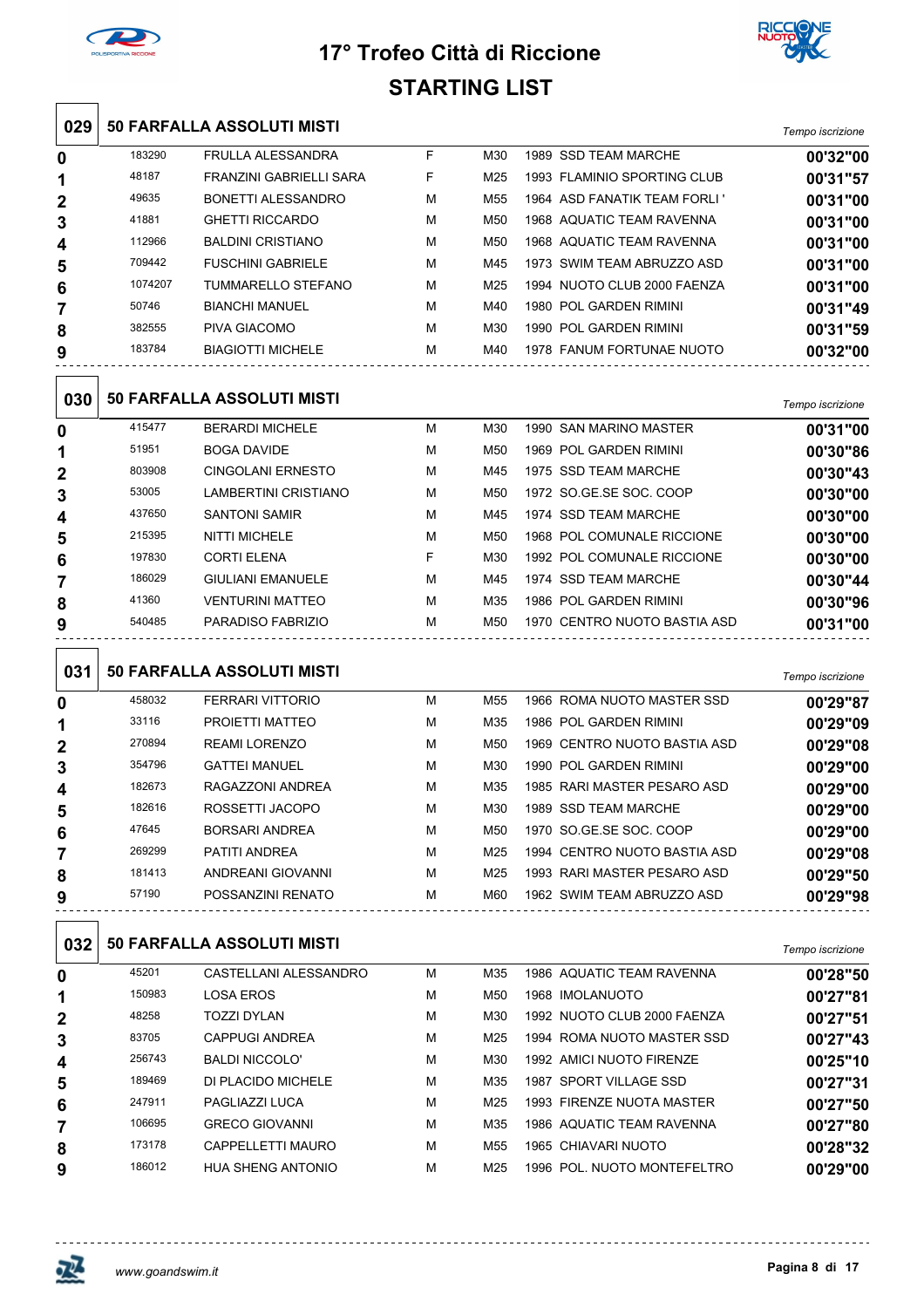# 17° Trofeo Città di Riccione

## STARTING LIST

### 029 50 FARFALLA ASSOLUTI MISTI

| | | | | | | | Tempo iscrizione |
|---|---|---|---|---|---|---|---|
| 0 | 183290 | FRULLA ALESSANDRA | F | M30 | 1989 | SSD TEAM MARCHE | 00'32"00 |
| 1 | 48187 | FRANZINI GABRIELLI SARA | F | M25 | 1993 | FLAMINIO SPORTING CLUB | 00'31"57 |
| 2 | 49635 | BONETTI ALESSANDRO | M | M55 | 1964 | ASD FANATIK TEAM FORLI ' | 00'31"00 |
| 3 | 41881 | GHETTI RICCARDO | M | M50 | 1968 | AQUATIC TEAM RAVENNA | 00'31"00 |
| 4 | 112966 | BALDINI CRISTIANO | M | M50 | 1968 | AQUATIC TEAM RAVENNA | 00'31"00 |
| 5 | 709442 | FUSCHINI GABRIELE | M | M45 | 1973 | SWIM TEAM ABRUZZO ASD | 00'31"00 |
| 6 | 1074207 | TUMMARELLO STEFANO | M | M25 | 1994 | NUOTO CLUB 2000 FAENZA | 00'31"00 |
| 7 | 50746 | BIANCHI MANUEL | M | M40 | 1980 | POL GARDEN RIMINI | 00'31"49 |
| 8 | 382555 | PIVA GIACOMO | M | M30 | 1990 | POL GARDEN RIMINI | 00'31"59 |
| 9 | 183784 | BIAGIOTTI MICHELE | M | M40 | 1978 | FANUM FORTUNAE NUOTO | 00'32"00 |

### 030 50 FARFALLA ASSOLUTI MISTI

| | | | | | | | Tempo iscrizione |
|---|---|---|---|---|---|---|---|
| 0 | 415477 | BERARDI MICHELE | M | M30 | 1990 | SAN MARINO MASTER | 00'31"00 |
| 1 | 51951 | BOGA DAVIDE | M | M50 | 1969 | POL GARDEN RIMINI | 00'30"86 |
| 2 | 803908 | CINGOLANI ERNESTO | M | M45 | 1975 | SSD TEAM MARCHE | 00'30"43 |
| 3 | 53005 | LAMBERTINI CRISTIANO | M | M50 | 1972 | SO.GE.SE SOC. COOP | 00'30"00 |
| 4 | 437650 | SANTONI SAMIR | M | M45 | 1974 | SSD TEAM MARCHE | 00'30"00 |
| 5 | 215395 | NITTI MICHELE | M | M50 | 1968 | POL COMUNALE RICCIONE | 00'30"00 |
| 6 | 197830 | CORTI ELENA | F | M30 | 1992 | POL COMUNALE RICCIONE | 00'30"00 |
| 7 | 186029 | GIULIANI EMANUELE | M | M45 | 1974 | SSD TEAM MARCHE | 00'30"44 |
| 8 | 41360 | VENTURINI MATTEO | M | M35 | 1986 | POL GARDEN RIMINI | 00'30"96 |
| 9 | 540485 | PARADISO FABRIZIO | M | M50 | 1970 | CENTRO NUOTO BASTIA ASD | 00'31"00 |

### 031 50 FARFALLA ASSOLUTI MISTI

| | | | | | | | Tempo iscrizione |
|---|---|---|---|---|---|---|---|
| 0 | 458032 | FERRARI VITTORIO | M | M55 | 1966 | ROMA NUOTO MASTER SSD | 00'29"87 |
| 1 | 33116 | PROIETTI MATTEO | M | M35 | 1986 | POL GARDEN RIMINI | 00'29"09 |
| 2 | 270894 | REAMI LORENZO | M | M50 | 1969 | CENTRO NUOTO BASTIA ASD | 00'29"08 |
| 3 | 354796 | GATTEI MANUEL | M | M30 | 1990 | POL GARDEN RIMINI | 00'29"00 |
| 4 | 182673 | RAGAZZONI ANDREA | M | M35 | 1985 | RARI MASTER PESARO ASD | 00'29"00 |
| 5 | 182616 | ROSSETTI JACOPO | M | M30 | 1989 | SSD TEAM MARCHE | 00'29"00 |
| 6 | 47645 | BORSARI ANDREA | M | M50 | 1970 | SO.GE.SE SOC. COOP | 00'29"00 |
| 7 | 269299 | PATITI ANDREA | M | M25 | 1994 | CENTRO NUOTO BASTIA ASD | 00'29"08 |
| 8 | 181413 | ANDREANI GIOVANNI | M | M25 | 1993 | RARI MASTER PESARO ASD | 00'29"50 |
| 9 | 57190 | POSSANZINI RENATO | M | M60 | 1962 | SWIM TEAM ABRUZZO ASD | 00'29"98 |

### 032 50 FARFALLA ASSOLUTI MISTI

| | | | | | | | Tempo iscrizione |
|---|---|---|---|---|---|---|---|
| 0 | 45201 | CASTELLANI ALESSANDRO | M | M35 | 1986 | AQUATIC TEAM RAVENNA | 00'28"50 |
| 1 | 150983 | LOSA EROS | M | M50 | 1968 | IMOLANUOTO | 00'27"81 |
| 2 | 48258 | TOZZI DYLAN | M | M30 | 1992 | NUOTO CLUB 2000 FAENZA | 00'27"51 |
| 3 | 83705 | CAPPUGI ANDREA | M | M25 | 1994 | ROMA NUOTO MASTER SSD | 00'27"43 |
| 4 | 256743 | BALDI NICCOLO' | M | M30 | 1992 | AMICI NUOTO FIRENZE | 00'25"10 |
| 5 | 189469 | DI PLACIDO MICHELE | M | M35 | 1987 | SPORT VILLAGE SSD | 00'27"31 |
| 6 | 247911 | PAGLIAZZI LUCA | M | M25 | 1993 | FIRENZE NUOTA MASTER | 00'27"50 |
| 7 | 106695 | GRECO GIOVANNI | M | M35 | 1986 | AQUATIC TEAM RAVENNA | 00'27"80 |
| 8 | 173178 | CAPPELLETTI MAURO | M | M55 | 1965 | CHIAVARI NUOTO | 00'28"32 |
| 9 | 186012 | HUA SHENG ANTONIO | M | M25 | 1996 | POL. NUOTO MONTEFELTRO | 00'29"00 |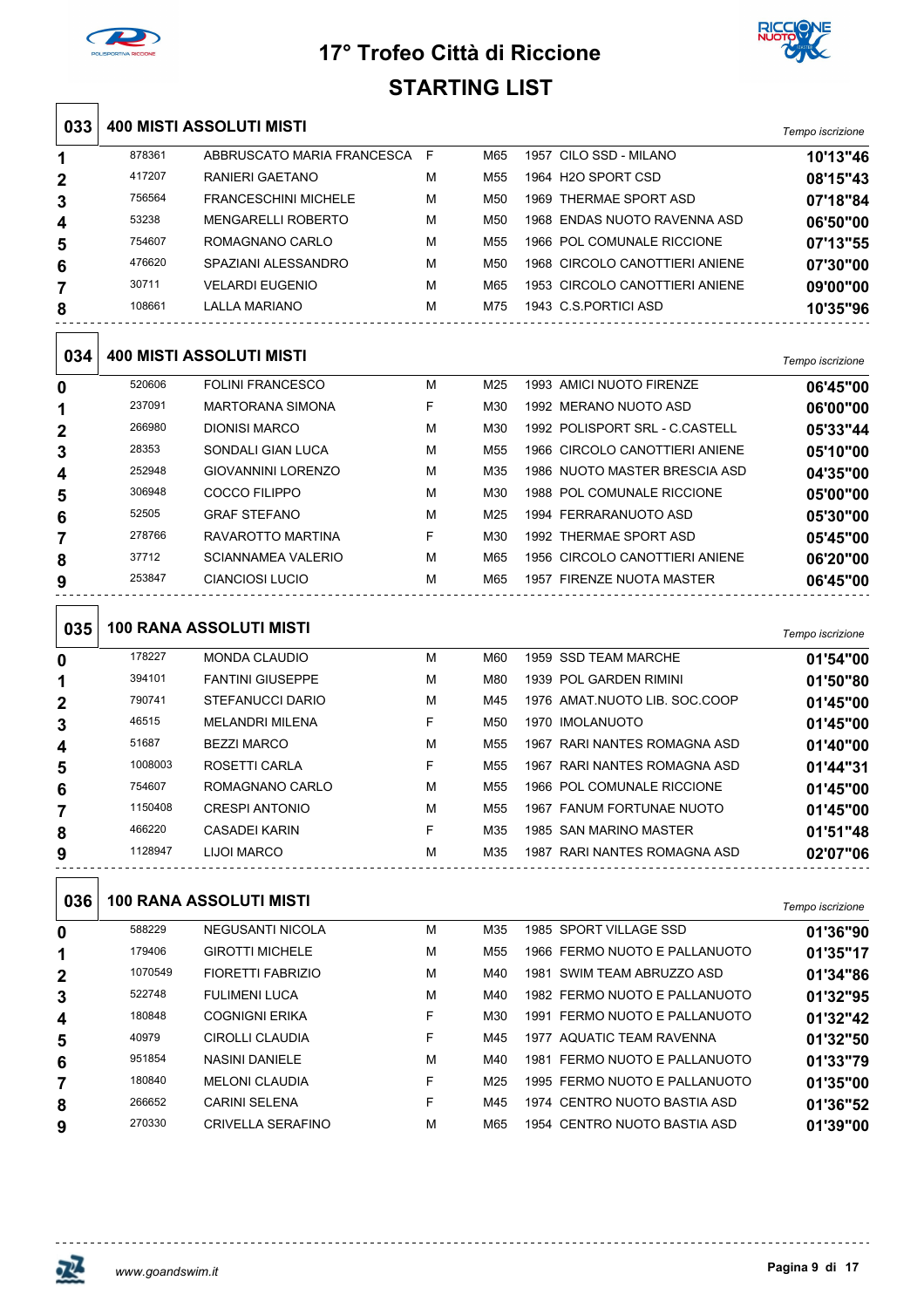# 17° Trofeo Città di Riccione

# STARTING LIST

## 033 400 MISTI ASSOLUTI MISTI

| | | | | | | | *Tempo iscrizione* |
|---|---|---|---|---|---|---|---|
| 1 | 878361 | ABBRUSCATO MARIA FRANCESCA | F | M65 | 1957 | CILO SSD - MILANO | 10'13"46 |
| 2 | 417207 | RANIERI GAETANO | M | M55 | 1964 | H2O SPORT CSD | 08'15"43 |
| 3 | 756564 | FRANCESCHINI MICHELE | M | M50 | 1969 | THERMAE SPORT ASD | 07'18"84 |
| 4 | 53238 | MENGARELLI ROBERTO | M | M50 | 1968 | ENDAS NUOTO RAVENNA ASD | 06'50"00 |
| 5 | 754607 | ROMAGNANO CARLO | M | M55 | 1966 | POL COMUNALE RICCIONE | 07'13"55 |
| 6 | 476620 | SPAZIANI ALESSANDRO | M | M50 | 1968 | CIRCOLO CANOTTIERI ANIENE | 07'30"00 |
| 7 | 30711 | VELARDI EUGENIO | M | M65 | 1953 | CIRCOLO CANOTTIERI ANIENE | 09'00"00 |
| 8 | 108661 | LALLA MARIANO | M | M75 | 1943 | C.S.PORTICI ASD | 10'35"96 |

## 034 400 MISTI ASSOLUTI MISTI

| | | | | | | | *Tempo iscrizione* |
|---|---|---|---|---|---|---|---|
| 0 | 520606 | FOLINI FRANCESCO | M | M25 | 1993 | AMICI NUOTO FIRENZE | 06'45"00 |
| 1 | 237091 | MARTORANA SIMONA | F | M30 | 1992 | MERANO NUOTO ASD | 06'00"00 |
| 2 | 266980 | DIONISI MARCO | M | M30 | 1992 | POLISPORT SRL - C.CASTELL | 05'33"44 |
| 3 | 28353 | SONDALI GIAN LUCA | M | M55 | 1966 | CIRCOLO CANOTTIERI ANIENE | 05'10"00 |
| 4 | 252948 | GIOVANNINI LORENZO | M | M35 | 1986 | NUOTO MASTER BRESCIA ASD | 04'35"00 |
| 5 | 306948 | COCCO FILIPPO | M | M30 | 1988 | POL COMUNALE RICCIONE | 05'00"00 |
| 6 | 52505 | GRAF STEFANO | M | M25 | 1994 | FERRARANUOTO ASD | 05'30"00 |
| 7 | 278766 | RAVAROTTO MARTINA | F | M30 | 1992 | THERMAE SPORT ASD | 05'45"00 |
| 8 | 37712 | SCIANNAMEA VALERIO | M | M65 | 1956 | CIRCOLO CANOTTIERI ANIENE | 06'20"00 |
| 9 | 253847 | CIANCIOSI LUCIO | M | M65 | 1957 | FIRENZE NUOTA MASTER | 06'45"00 |

## 035 100 RANA ASSOLUTI MISTI

| | | | | | | | *Tempo iscrizione* |
|---|---|---|---|---|---|---|---|
| 0 | 178227 | MONDA CLAUDIO | M | M60 | 1959 | SSD TEAM MARCHE | 01'54"00 |
| 1 | 394101 | FANTINI GIUSEPPE | M | M80 | 1939 | POL GARDEN RIMINI | 01'50"80 |
| 2 | 790741 | STEFANUCCI DARIO | M | M45 | 1976 | AMAT.NUOTO LIB. SOC.COOP | 01'45"00 |
| 3 | 46515 | MELANDRI MILENA | F | M50 | 1970 | IMOLANUOTO | 01'45"00 |
| 4 | 51687 | BEZZI MARCO | M | M55 | 1967 | RARI NANTES ROMAGNA ASD | 01'40"00 |
| 5 | 1008003 | ROSETTI CARLA | F | M55 | 1967 | RARI NANTES ROMAGNA ASD | 01'44"31 |
| 6 | 754607 | ROMAGNANO CARLO | M | M55 | 1966 | POL COMUNALE RICCIONE | 01'45"00 |
| 7 | 1150408 | CRESPI ANTONIO | M | M55 | 1967 | FANUM FORTUNAE NUOTO | 01'45"00 |
| 8 | 466220 | CASADEI KARIN | F | M35 | 1985 | SAN MARINO MASTER | 01'51"48 |
| 9 | 1128947 | LIJOI MARCO | M | M35 | 1987 | RARI NANTES ROMAGNA ASD | 02'07"06 |

## 036 100 RANA ASSOLUTI MISTI

| | | | | | | | *Tempo iscrizione* |
|---|---|---|---|---|---|---|---|
| 0 | 588229 | NEGUSANTI NICOLA | M | M35 | 1985 | SPORT VILLAGE SSD | 01'36"90 |
| 1 | 179406 | GIROTTI MICHELE | M | M55 | 1966 | FERMO NUOTO E PALLANUOTO | 01'35"17 |
| 2 | 1070549 | FIORETTI FABRIZIO | M | M40 | 1981 | SWIM TEAM ABRUZZO ASD | 01'34"86 |
| 3 | 522748 | FULIMENI LUCA | M | M40 | 1982 | FERMO NUOTO E PALLANUOTO | 01'32"95 |
| 4 | 180848 | COGNIGNI ERIKA | F | M30 | 1991 | FERMO NUOTO E PALLANUOTO | 01'32"42 |
| 5 | 40979 | CIROLLI CLAUDIA | F | M45 | 1977 | AQUATIC TEAM RAVENNA | 01'32"50 |
| 6 | 951854 | NASINI DANIELE | M | M40 | 1981 | FERMO NUOTO E PALLANUOTO | 01'33"79 |
| 7 | 180840 | MELONI CLAUDIA | F | M25 | 1995 | FERMO NUOTO E PALLANUOTO | 01'35"00 |
| 8 | 266652 | CARINI SELENA | F | M45 | 1974 | CENTRO NUOTO BASTIA ASD | 01'36"52 |
| 9 | 270330 | CRIVELLA SERAFINO | M | M65 | 1954 | CENTRO NUOTO BASTIA ASD | 01'39"00 |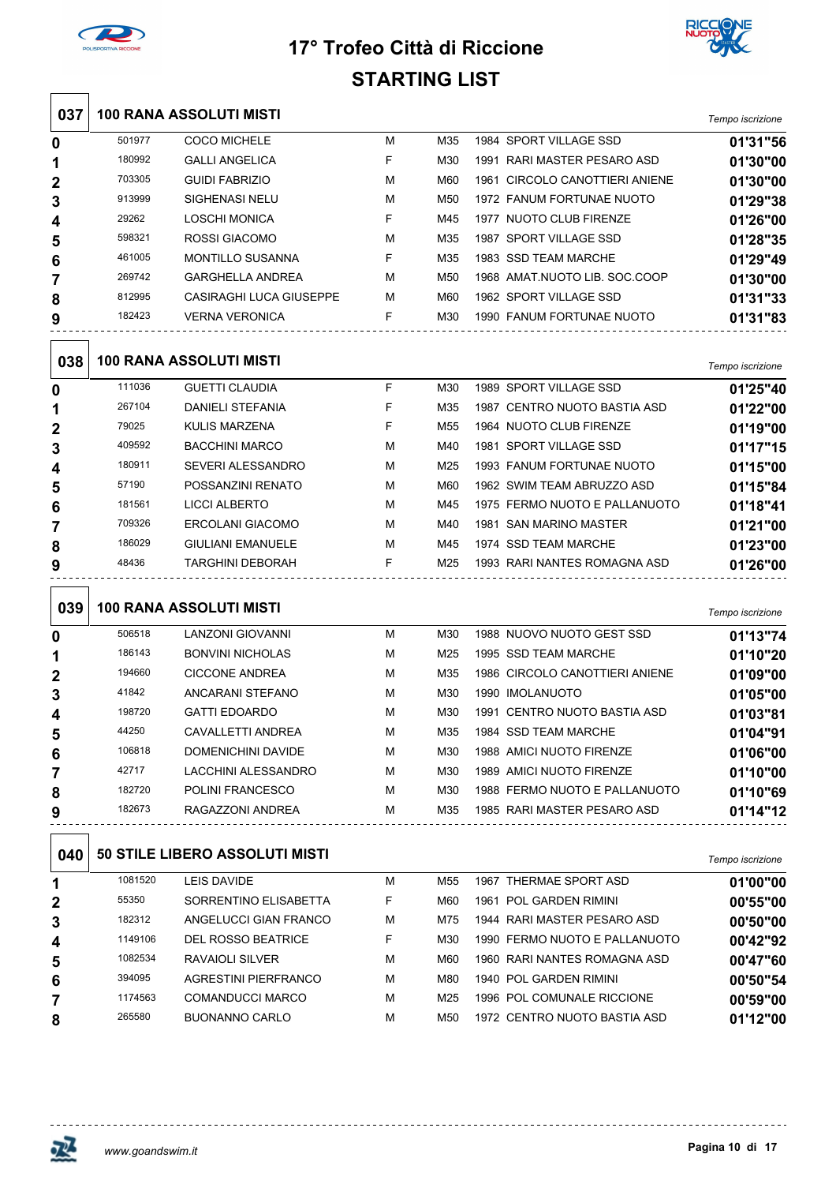# 17° Trofeo Città di Riccione

## STARTING LIST

### 037 100 RANA ASSOLUTI MISTI

| | | | | | | | Tempo iscrizione |
|---|---|---|---|---|---|---|---|
| 0 | 501977 | COCO MICHELE | M | M35 | 1984 | SPORT VILLAGE SSD | 01'31"56 |
| 1 | 180992 | GALLI ANGELICA | F | M30 | 1991 | RARI MASTER PESARO ASD | 01'30"00 |
| 2 | 703305 | GUIDI FABRIZIO | M | M60 | 1961 | CIRCOLO CANOTTIERI ANIENE | 01'30"00 |
| 3 | 913999 | SIGHENASI NELU | M | M50 | 1972 | FANUM FORTUNAE NUOTO | 01'29"38 |
| 4 | 29262 | LOSCHI MONICA | F | M45 | 1977 | NUOTO CLUB FIRENZE | 01'26"00 |
| 5 | 598321 | ROSSI GIACOMO | M | M35 | 1987 | SPORT VILLAGE SSD | 01'28"35 |
| 6 | 461005 | MONTILLO SUSANNA | F | M35 | 1983 | SSD TEAM MARCHE | 01'29"49 |
| 7 | 269742 | GARGHELLA ANDREA | M | M50 | 1968 | AMAT.NUOTO LIB. SOC.COOP | 01'30"00 |
| 8 | 812995 | CASIRAGHI LUCA GIUSEPPE | M | M60 | 1962 | SPORT VILLAGE SSD | 01'31"33 |
| 9 | 182423 | VERNA VERONICA | F | M30 | 1990 | FANUM FORTUNAE NUOTO | 01'31"83 |

### 038 100 RANA ASSOLUTI MISTI

| | | | | | | | Tempo iscrizione |
|---|---|---|---|---|---|---|---|
| 0 | 111036 | GUETTI CLAUDIA | F | M30 | 1989 | SPORT VILLAGE SSD | 01'25"40 |
| 1 | 267104 | DANIELI STEFANIA | F | M35 | 1987 | CENTRO NUOTO BASTIA ASD | 01'22"00 |
| 2 | 79025 | KULIS MARZENA | F | M55 | 1964 | NUOTO CLUB FIRENZE | 01'19"00 |
| 3 | 409592 | BACCHINI MARCO | M | M40 | 1981 | SPORT VILLAGE SSD | 01'17"15 |
| 4 | 180911 | SEVERI ALESSANDRO | M | M25 | 1993 | FANUM FORTUNAE NUOTO | 01'15"00 |
| 5 | 57190 | POSSANZINI RENATO | M | M60 | 1962 | SWIM TEAM ABRUZZO ASD | 01'15"84 |
| 6 | 181561 | LICCI ALBERTO | M | M45 | 1975 | FERMO NUOTO E PALLANUOTO | 01'18"41 |
| 7 | 709326 | ERCOLANI GIACOMO | M | M40 | 1981 | SAN MARINO MASTER | 01'21"00 |
| 8 | 186029 | GIULIANI EMANUELE | M | M45 | 1974 | SSD TEAM MARCHE | 01'23"00 |
| 9 | 48436 | TARGHINI DEBORAH | F | M25 | 1993 | RARI NANTES ROMAGNA ASD | 01'26"00 |

### 039 100 RANA ASSOLUTI MISTI

| | | | | | | | Tempo iscrizione |
|---|---|---|---|---|---|---|---|
| 0 | 506518 | LANZONI GIOVANNI | M | M30 | 1988 | NUOVO NUOTO GEST SSD | 01'13"74 |
| 1 | 186143 | BONVINI NICHOLAS | M | M25 | 1995 | SSD TEAM MARCHE | 01'10"20 |
| 2 | 194660 | CICCONE ANDREA | M | M35 | 1986 | CIRCOLO CANOTTIERI ANIENE | 01'09"00 |
| 3 | 41842 | ANCARANI STEFANO | M | M30 | 1990 | IMOLANUOTO | 01'05"00 |
| 4 | 198720 | GATTI EDOARDO | M | M30 | 1991 | CENTRO NUOTO BASTIA ASD | 01'03"81 |
| 5 | 44250 | CAVALLETTI ANDREA | M | M35 | 1984 | SSD TEAM MARCHE | 01'04"91 |
| 6 | 106818 | DOMENICHINI DAVIDE | M | M30 | 1988 | AMICI NUOTO FIRENZE | 01'06"00 |
| 7 | 42717 | LACCHINI ALESSANDRO | M | M30 | 1989 | AMICI NUOTO FIRENZE | 01'10"00 |
| 8 | 182720 | POLINI FRANCESCO | M | M30 | 1988 | FERMO NUOTO E PALLANUOTO | 01'10"69 |
| 9 | 182673 | RAGAZZONI ANDREA | M | M35 | 1985 | RARI MASTER PESARO ASD | 01'14"12 |

### 040 50 STILE LIBERO ASSOLUTI MISTI

| | | | | | | | Tempo iscrizione |
|---|---|---|---|---|---|---|---|
| 1 | 1081520 | LEIS DAVIDE | M | M55 | 1967 | THERMAE SPORT ASD | 01'00"00 |
| 2 | 55350 | SORRENTINO ELISABETTA | F | M60 | 1961 | POL GARDEN RIMINI | 00'55"00 |
| 3 | 182312 | ANGELUCCI GIAN FRANCO | M | M75 | 1944 | RARI MASTER PESARO ASD | 00'50"00 |
| 4 | 1149106 | DEL ROSSO BEATRICE | F | M30 | 1990 | FERMO NUOTO E PALLANUOTO | 00'42"92 |
| 5 | 1082534 | RAVAIOLI SILVER | M | M60 | 1960 | RARI NANTES ROMAGNA ASD | 00'47"60 |
| 6 | 394095 | AGRESTINI PIERFRANCO | M | M80 | 1940 | POL GARDEN RIMINI | 00'50"54 |
| 7 | 1174563 | COMANDUCCI MARCO | M | M25 | 1996 | POL COMUNALE RICCIONE | 00'59"00 |
| 8 | 265580 | BUONANNO CARLO | M | M50 | 1972 | CENTRO NUOTO BASTIA ASD | 01'12"00 |

www.goandswim.it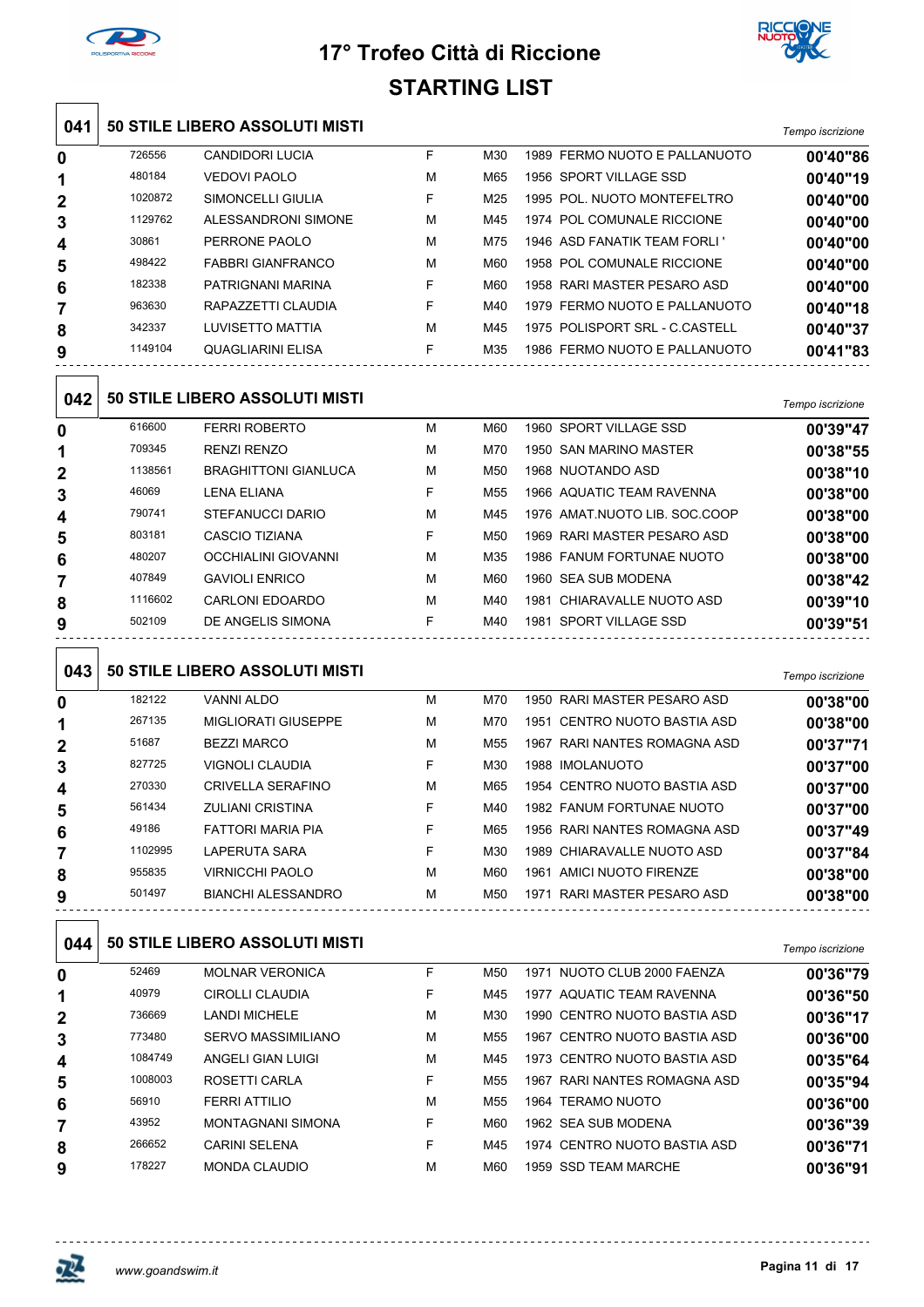# 17° Trofeo Città di Riccione

## STARTING LIST

### 041 50 STILE LIBERO ASSOLUTI MISTI

| | | | | | | | Tempo iscrizione |
|---|---|---|---|---|---|---|---|
| 0 | 726556 | CANDIDORI LUCIA | F | M30 | 1989 | FERMO NUOTO E PALLANUOTO | 00'40"86 |
| 1 | 480184 | VEDOVI PAOLO | M | M65 | 1956 | SPORT VILLAGE SSD | 00'40"19 |
| 2 | 1020872 | SIMONCELLI GIULIA | F | M25 | 1995 | POL. NUOTO MONTEFELTRO | 00'40"00 |
| 3 | 1129762 | ALESSANDRONI SIMONE | M | M45 | 1974 | POL COMUNALE RICCIONE | 00'40"00 |
| 4 | 30861 | PERRONE PAOLO | M | M75 | 1946 | ASD FANATIK TEAM FORLI ' | 00'40"00 |
| 5 | 498422 | FABBRI GIANFRANCO | M | M60 | 1958 | POL COMUNALE RICCIONE | 00'40"00 |
| 6 | 182338 | PATRIGNANI MARINA | F | M60 | 1958 | RARI MASTER PESARO ASD | 00'40"00 |
| 7 | 963630 | RAPAZZETTI CLAUDIA | F | M40 | 1979 | FERMO NUOTO E PALLANUOTO | 00'40"18 |
| 8 | 342337 | LUVISETTO MATTIA | M | M45 | 1975 | POLISPORT SRL - C.CASTELL | 00'40"37 |
| 9 | 1149104 | QUAGLIARINI ELISA | F | M35 | 1986 | FERMO NUOTO E PALLANUOTO | 00'41"83 |

### 042 50 STILE LIBERO ASSOLUTI MISTI

| | | | | | | | Tempo iscrizione |
|---|---|---|---|---|---|---|---|
| 0 | 616600 | FERRI ROBERTO | M | M60 | 1960 | SPORT VILLAGE SSD | 00'39"47 |
| 1 | 709345 | RENZI RENZO | M | M70 | 1950 | SAN MARINO MASTER | 00'38"55 |
| 2 | 1138561 | BRAGHITTONI GIANLUCA | M | M50 | 1968 | NUOTANDO ASD | 00'38"10 |
| 3 | 46069 | LENA ELIANA | F | M55 | 1966 | AQUATIC TEAM RAVENNA | 00'38"00 |
| 4 | 790741 | STEFANUCCI DARIO | M | M45 | 1976 | AMAT.NUOTO LIB. SOC.COOP | 00'38"00 |
| 5 | 803181 | CASCIO TIZIANA | F | M50 | 1969 | RARI MASTER PESARO ASD | 00'38"00 |
| 6 | 480207 | OCCHIALINI GIOVANNI | M | M35 | 1986 | FANUM FORTUNAE NUOTO | 00'38"00 |
| 7 | 407849 | GAVIOLI ENRICO | M | M60 | 1960 | SEA SUB MODENA | 00'38"42 |
| 8 | 1116602 | CARLONI EDOARDO | M | M40 | 1981 | CHIARAVALLE NUOTO ASD | 00'39"10 |
| 9 | 502109 | DE ANGELIS SIMONA | F | M40 | 1981 | SPORT VILLAGE SSD | 00'39"51 |

### 043 50 STILE LIBERO ASSOLUTI MISTI

| | | | | | | | Tempo iscrizione |
|---|---|---|---|---|---|---|---|
| 0 | 182122 | VANNI ALDO | M | M70 | 1950 | RARI MASTER PESARO ASD | 00'38"00 |
| 1 | 267135 | MIGLIORATI GIUSEPPE | M | M70 | 1951 | CENTRO NUOTO BASTIA ASD | 00'38"00 |
| 2 | 51687 | BEZZI MARCO | M | M55 | 1967 | RARI NANTES ROMAGNA ASD | 00'37"71 |
| 3 | 827725 | VIGNOLI CLAUDIA | F | M30 | 1988 | IMOLANUOTO | 00'37"00 |
| 4 | 270330 | CRIVELLA SERAFINO | M | M65 | 1954 | CENTRO NUOTO BASTIA ASD | 00'37"00 |
| 5 | 561434 | ZULIANI CRISTINA | F | M40 | 1982 | FANUM FORTUNAE NUOTO | 00'37"00 |
| 6 | 49186 | FATTORI MARIA PIA | F | M65 | 1956 | RARI NANTES ROMAGNA ASD | 00'37"49 |
| 7 | 1102995 | LAPERUTA SARA | F | M30 | 1989 | CHIARAVALLE NUOTO ASD | 00'37"84 |
| 8 | 955835 | VIRNICCHI PAOLO | M | M60 | 1961 | AMICI NUOTO FIRENZE | 00'38"00 |
| 9 | 501497 | BIANCHI ALESSANDRO | M | M50 | 1971 | RARI MASTER PESARO ASD | 00'38"00 |

### 044 50 STILE LIBERO ASSOLUTI MISTI

| | | | | | | | Tempo iscrizione |
|---|---|---|---|---|---|---|---|
| 0 | 52469 | MOLNAR VERONICA | F | M50 | 1971 | NUOTO CLUB 2000 FAENZA | 00'36"79 |
| 1 | 40979 | CIROLLI CLAUDIA | F | M45 | 1977 | AQUATIC TEAM RAVENNA | 00'36"50 |
| 2 | 736669 | LANDI MICHELE | M | M30 | 1990 | CENTRO NUOTO BASTIA ASD | 00'36"17 |
| 3 | 773480 | SERVO MASSIMILIANO | M | M55 | 1967 | CENTRO NUOTO BASTIA ASD | 00'36"00 |
| 4 | 1084749 | ANGELI GIAN LUIGI | M | M45 | 1973 | CENTRO NUOTO BASTIA ASD | 00'35"64 |
| 5 | 1008003 | ROSETTI CARLA | F | M55 | 1967 | RARI NANTES ROMAGNA ASD | 00'35"94 |
| 6 | 56910 | FERRI ATTILIO | M | M55 | 1964 | TERAMO NUOTO | 00'36"00 |
| 7 | 43952 | MONTAGNANI SIMONA | F | M60 | 1962 | SEA SUB MODENA | 00'36"39 |
| 8 | 266652 | CARINI SELENA | F | M45 | 1974 | CENTRO NUOTO BASTIA ASD | 00'36"71 |
| 9 | 178227 | MONDA CLAUDIO | M | M60 | 1959 | SSD TEAM MARCHE | 00'36"91 |

www.goandswim.it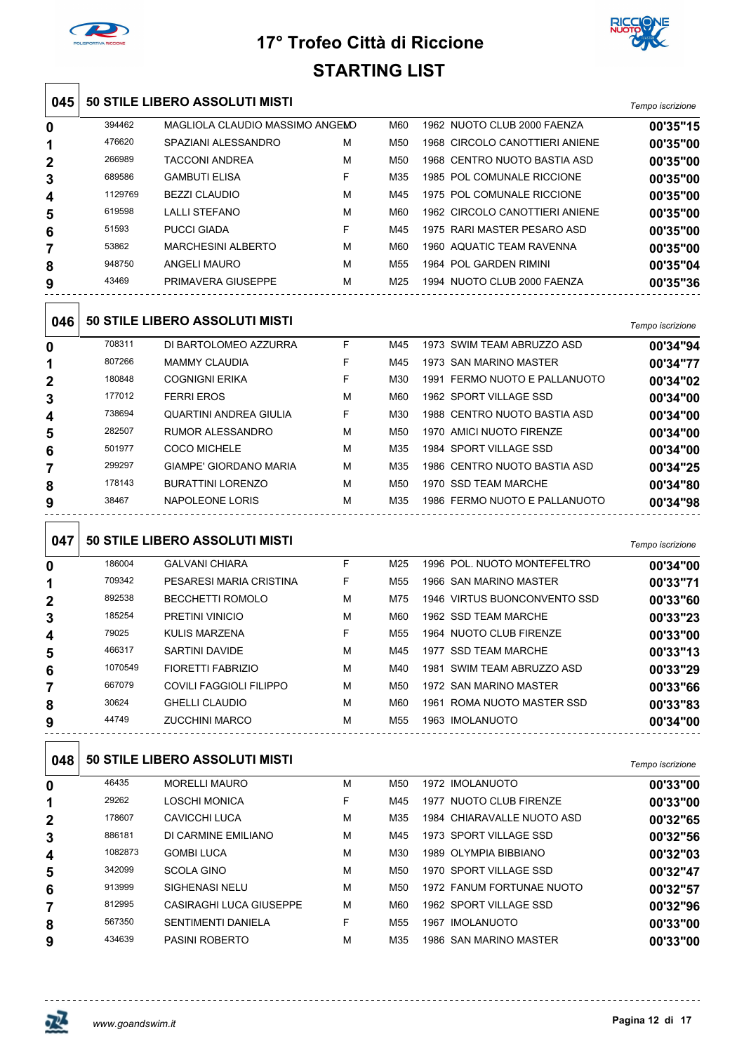# 17° Trofeo Città di Riccione

## STARTING LIST

### 045 50 STILE LIBERO ASSOLUTI MISTI

| | | | | | | | Tempo iscrizione |
|---|---|---|---|---|---|---|---|
| 0 | 394462 | MAGLIOLA CLAUDIO MASSIMO ANGELO | M | M60 | 1962 | NUOTO CLUB 2000 FAENZA | 00'35"15 |
| 1 | 476620 | SPAZIANI ALESSANDRO | M | M50 | 1968 | CIRCOLO CANOTTIERI ANIENE | 00'35"00 |
| 2 | 266989 | TACCONI ANDREA | M | M50 | 1968 | CENTRO NUOTO BASTIA ASD | 00'35"00 |
| 3 | 689586 | GAMBUTI ELISA | F | M35 | 1985 | POL COMUNALE RICCIONE | 00'35"00 |
| 4 | 1129769 | BEZZI CLAUDIO | M | M45 | 1975 | POL COMUNALE RICCIONE | 00'35"00 |
| 5 | 619598 | LALLI STEFANO | M | M60 | 1962 | CIRCOLO CANOTTIERI ANIENE | 00'35"00 |
| 6 | 51593 | PUCCI GIADA | F | M45 | 1975 | RARI MASTER PESARO ASD | 00'35"00 |
| 7 | 53862 | MARCHESINI ALBERTO | M | M60 | 1960 | AQUATIC TEAM RAVENNA | 00'35"00 |
| 8 | 948750 | ANGELI MAURO | M | M55 | 1964 | POL GARDEN RIMINI | 00'35"04 |
| 9 | 43469 | PRIMAVERA GIUSEPPE | M | M25 | 1994 | NUOTO CLUB 2000 FAENZA | 00'35"36 |

### 046 50 STILE LIBERO ASSOLUTI MISTI

| | | | | | | | Tempo iscrizione |
|---|---|---|---|---|---|---|---|
| 0 | 708311 | DI BARTOLOMEO AZZURRA | F | M45 | 1973 | SWIM TEAM ABRUZZO ASD | 00'34"94 |
| 1 | 807266 | MAMMY CLAUDIA | F | M45 | 1973 | SAN MARINO MASTER | 00'34"77 |
| 2 | 180848 | COGNIGNI ERIKA | F | M30 | 1991 | FERMO NUOTO E PALLANUOTO | 00'34"02 |
| 3 | 177012 | FERRI EROS | M | M60 | 1962 | SPORT VILLAGE SSD | 00'34"00 |
| 4 | 738694 | QUARTINI ANDREA GIULIA | F | M30 | 1988 | CENTRO NUOTO BASTIA ASD | 00'34"00 |
| 5 | 282507 | RUMOR ALESSANDRO | M | M50 | 1970 | AMICI NUOTO FIRENZE | 00'34"00 |
| 6 | 501977 | COCO MICHELE | M | M35 | 1984 | SPORT VILLAGE SSD | 00'34"00 |
| 7 | 299297 | GIAMPE' GIORDANO MARIA | M | M35 | 1986 | CENTRO NUOTO BASTIA ASD | 00'34"25 |
| 8 | 178143 | BURATTINI LORENZO | M | M50 | 1970 | SSD TEAM MARCHE | 00'34"80 |
| 9 | 38467 | NAPOLEONE LORIS | M | M35 | 1986 | FERMO NUOTO E PALLANUOTO | 00'34"98 |

### 047 50 STILE LIBERO ASSOLUTI MISTI

| | | | | | | | Tempo iscrizione |
|---|---|---|---|---|---|---|---|
| 0 | 186004 | GALVANI CHIARA | F | M25 | 1996 | POL. NUOTO MONTEFELTRO | 00'34"00 |
| 1 | 709342 | PESARESI MARIA CRISTINA | F | M55 | 1966 | SAN MARINO MASTER | 00'33"71 |
| 2 | 892538 | BECCHETTI ROMOLO | M | M75 | 1946 | VIRTUS BUONCONVENTO SSD | 00'33"60 |
| 3 | 185254 | PRETINI VINICIO | M | M60 | 1962 | SSD TEAM MARCHE | 00'33"23 |
| 4 | 79025 | KULIS MARZENA | F | M55 | 1964 | NUOTO CLUB FIRENZE | 00'33"00 |
| 5 | 466317 | SARTINI DAVIDE | M | M45 | 1977 | SSD TEAM MARCHE | 00'33"13 |
| 6 | 1070549 | FIORETTI FABRIZIO | M | M40 | 1981 | SWIM TEAM ABRUZZO ASD | 00'33"29 |
| 7 | 667079 | COVILI FAGGIOLI FILIPPO | M | M50 | 1972 | SAN MARINO MASTER | 00'33"66 |
| 8 | 30624 | GHELLI CLAUDIO | M | M60 | 1961 | ROMA NUOTO MASTER SSD | 00'33"83 |
| 9 | 44749 | ZUCCHINI MARCO | M | M55 | 1963 | IMOLANUOTO | 00'34"00 |

### 048 50 STILE LIBERO ASSOLUTI MISTI

| | | | | | | | Tempo iscrizione |
|---|---|---|---|---|---|---|---|
| 0 | 46435 | MORELLI MAURO | M | M50 | 1972 | IMOLANUOTO | 00'33"00 |
| 1 | 29262 | LOSCHI MONICA | F | M45 | 1977 | NUOTO CLUB FIRENZE | 00'33"00 |
| 2 | 178607 | CAVICCHI LUCA | M | M35 | 1984 | CHIARAVALLE NUOTO ASD | 00'32"65 |
| 3 | 886181 | DI CARMINE EMILIANO | M | M45 | 1973 | SPORT VILLAGE SSD | 00'32"56 |
| 4 | 1082873 | GOMBI LUCA | M | M30 | 1989 | OLYMPIA BIBBIANO | 00'32"03 |
| 5 | 342099 | SCOLA GINO | M | M50 | 1970 | SPORT VILLAGE SSD | 00'32"47 |
| 6 | 913999 | SIGHENASI NELU | M | M50 | 1972 | FANUM FORTUNAE NUOTO | 00'32"57 |
| 7 | 812995 | CASIRAGHI LUCA GIUSEPPE | M | M60 | 1962 | SPORT VILLAGE SSD | 00'32"96 |
| 8 | 567350 | SENTIMENTI DANIELA | F | M55 | 1967 | IMOLANUOTO | 00'33"00 |
| 9 | 434639 | PASINI ROBERTO | M | M35 | 1986 | SAN MARINO MASTER | 00'33"00 |

www.goandswim.it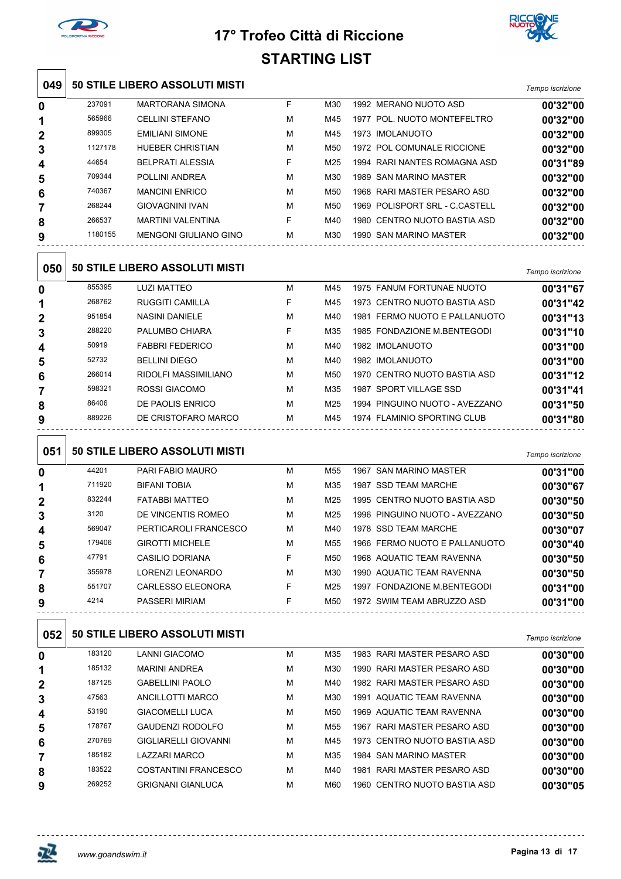# 17° Trofeo Città di Riccione

## STARTING LIST

### 049 50 STILE LIBERO ASSOLUTI MISTI

| | | | | | | | Tempo iscrizione |
|---|---|---|---|---|---|---|---|
| 0 | 237091 | MARTORANA SIMONA | F | M30 | 1992 | MERANO NUOTO ASD | 00'32"00 |
| 1 | 565966 | CELLINI STEFANO | M | M45 | 1977 | POL. NUOTO MONTEFELTRO | 00'32"00 |
| 2 | 899305 | EMILIANI SIMONE | M | M45 | 1973 | IMOLANUOTO | 00'32"00 |
| 3 | 1127178 | HUEBER CHRISTIAN | M | M50 | 1972 | POL COMUNALE RICCIONE | 00'32"00 |
| 4 | 44654 | BELPRATI ALESSIA | F | M25 | 1994 | RARI NANTES ROMAGNA ASD | 00'31"89 |
| 5 | 709344 | POLLINI ANDREA | M | M30 | 1989 | SAN MARINO MASTER | 00'32"00 |
| 6 | 740367 | MANCINI ENRICO | M | M50 | 1968 | RARI MASTER PESARO ASD | 00'32"00 |
| 7 | 268244 | GIOVAGNINI IVAN | M | M50 | 1969 | POLISPORT SRL - C.CASTELL | 00'32"00 |
| 8 | 266537 | MARTINI VALENTINA | F | M40 | 1980 | CENTRO NUOTO BASTIA ASD | 00'32"00 |
| 9 | 1180155 | MENGONI GIULIANO GINO | M | M30 | 1990 | SAN MARINO MASTER | 00'32"00 |

### 050 50 STILE LIBERO ASSOLUTI MISTI

| | | | | | | | Tempo iscrizione |
|---|---|---|---|---|---|---|---|
| 0 | 855395 | LUZI MATTEO | M | M45 | 1975 | FANUM FORTUNAE NUOTO | 00'31"67 |
| 1 | 268762 | RUGGITI CAMILLA | F | M45 | 1973 | CENTRO NUOTO BASTIA ASD | 00'31"42 |
| 2 | 951854 | NASINI DANIELE | M | M40 | 1981 | FERMO NUOTO E PALLANUOTO | 00'31"13 |
| 3 | 288220 | PALUMBO CHIARA | F | M35 | 1985 | FONDAZIONE M.BENTEGODI | 00'31"10 |
| 4 | 50919 | FABBRI FEDERICO | M | M40 | 1982 | IMOLANUOTO | 00'31"00 |
| 5 | 52732 | BELLINI DIEGO | M | M40 | 1982 | IMOLANUOTO | 00'31"00 |
| 6 | 266014 | RIDOLFI MASSIMILIANO | M | M50 | 1970 | CENTRO NUOTO BASTIA ASD | 00'31"12 |
| 7 | 598321 | ROSSI GIACOMO | M | M35 | 1987 | SPORT VILLAGE SSD | 00'31"41 |
| 8 | 86406 | DE PAOLIS ENRICO | M | M25 | 1994 | PINGUINO NUOTO - AVEZZANO | 00'31"50 |
| 9 | 889226 | DE CRISTOFARO MARCO | M | M45 | 1974 | FLAMINIO SPORTING CLUB | 00'31"80 |

### 051 50 STILE LIBERO ASSOLUTI MISTI

| | | | | | | | Tempo iscrizione |
|---|---|---|---|---|---|---|---|
| 0 | 44201 | PARI FABIO MAURO | M | M55 | 1967 | SAN MARINO MASTER | 00'31"00 |
| 1 | 711920 | BIFANI TOBIA | M | M35 | 1987 | SSD TEAM MARCHE | 00'30"67 |
| 2 | 832244 | FATABBI MATTEO | M | M25 | 1995 | CENTRO NUOTO BASTIA ASD | 00'30"50 |
| 3 | 3120 | DE VINCENTIS ROMEO | M | M25 | 1996 | PINGUINO NUOTO - AVEZZANO | 00'30"50 |
| 4 | 569047 | PERTICAROLI FRANCESCO | M | M40 | 1978 | SSD TEAM MARCHE | 00'30"07 |
| 5 | 179406 | GIROTTI MICHELE | M | M55 | 1966 | FERMO NUOTO E PALLANUOTO | 00'30"40 |
| 6 | 47791 | CASILIO DORIANA | F | M50 | 1968 | AQUATIC TEAM RAVENNA | 00'30"50 |
| 7 | 355978 | LORENZI LEONARDO | M | M30 | 1990 | AQUATIC TEAM RAVENNA | 00'30"50 |
| 8 | 551707 | CARLESSO ELEONORA | F | M25 | 1997 | FONDAZIONE M.BENTEGODI | 00'31"00 |
| 9 | 4214 | PASSERI MIRIAM | F | M50 | 1972 | SWIM TEAM ABRUZZO ASD | 00'31"00 |

### 052 50 STILE LIBERO ASSOLUTI MISTI

| | | | | | | | Tempo iscrizione |
|---|---|---|---|---|---|---|---|
| 0 | 183120 | LANNI GIACOMO | M | M35 | 1983 | RARI MASTER PESARO ASD | 00'30"00 |
| 1 | 185132 | MARINI ANDREA | M | M30 | 1990 | RARI MASTER PESARO ASD | 00'30"00 |
| 2 | 187125 | GABELLINI PAOLO | M | M40 | 1982 | RARI MASTER PESARO ASD | 00'30"00 |
| 3 | 47563 | ANCILLOTTI MARCO | M | M30 | 1991 | AQUATIC TEAM RAVENNA | 00'30"00 |
| 4 | 53190 | GIACOMELLI LUCA | M | M50 | 1969 | AQUATIC TEAM RAVENNA | 00'30"00 |
| 5 | 178767 | GAUDENZI RODOLFO | M | M55 | 1967 | RARI MASTER PESARO ASD | 00'30"00 |
| 6 | 270769 | GIGLIARELLI GIOVANNI | M | M45 | 1973 | CENTRO NUOTO BASTIA ASD | 00'30"00 |
| 7 | 185182 | LAZZARI MARCO | M | M35 | 1984 | SAN MARINO MASTER | 00'30"00 |
| 8 | 183522 | COSTANTINI FRANCESCO | M | M40 | 1981 | RARI MASTER PESARO ASD | 00'30"00 |
| 9 | 269252 | GRIGNANI GIANLUCA | M | M60 | 1960 | CENTRO NUOTO BASTIA ASD | 00'30"05 |

www.goandswim.it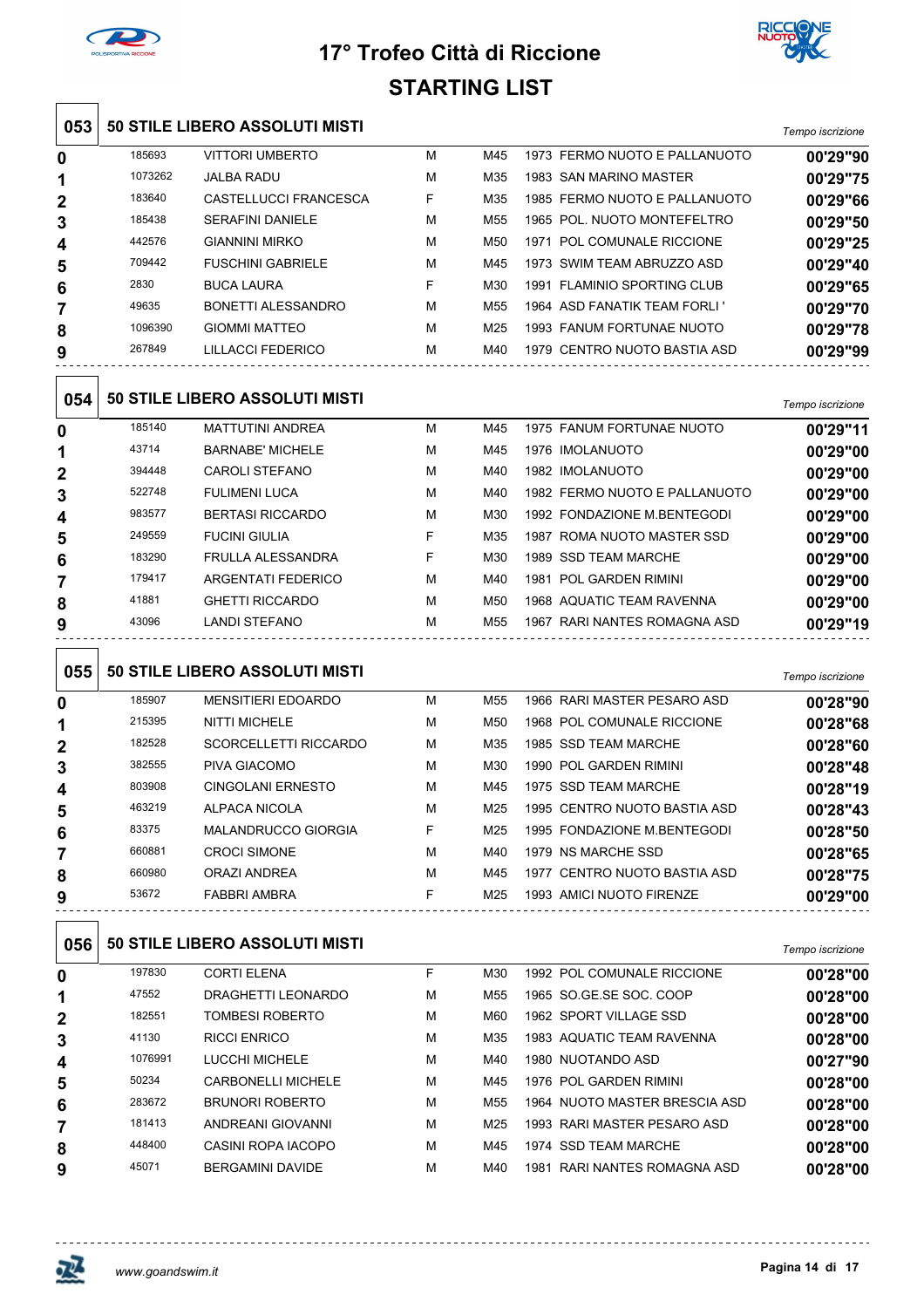# 17° Trofeo Città di Riccione

## STARTING LIST

### 053 50 STILE LIBERO ASSOLUTI MISTI

| | | | | | | | Tempo iscrizione |
|---|---|---|---|---|---|---|---|
| 0 | 185693 | VITTORI UMBERTO | M | M45 | 1973 | FERMO NUOTO E PALLANUOTO | 00'29"90 |
| 1 | 1073262 | JALBA RADU | M | M35 | 1983 | SAN MARINO MASTER | 00'29"75 |
| 2 | 183640 | CASTELLUCCI FRANCESCA | F | M35 | 1985 | FERMO NUOTO E PALLANUOTO | 00'29"66 |
| 3 | 185438 | SERAFINI DANIELE | M | M55 | 1965 | POL. NUOTO MONTEFELTRO | 00'29"50 |
| 4 | 442576 | GIANNINI MIRKO | M | M50 | 1971 | POL COMUNALE RICCIONE | 00'29"25 |
| 5 | 709442 | FUSCHINI GABRIELE | M | M45 | 1973 | SWIM TEAM ABRUZZO ASD | 00'29"40 |
| 6 | 2830 | BUCA LAURA | F | M30 | 1991 | FLAMINIO SPORTING CLUB | 00'29"65 |
| 7 | 49635 | BONETTI ALESSANDRO | M | M55 | 1964 | ASD FANATIK TEAM FORLI ' | 00'29"70 |
| 8 | 1096390 | GIOMMI MATTEO | M | M25 | 1993 | FANUM FORTUNAE NUOTO | 00'29"78 |
| 9 | 267849 | LILLACCI FEDERICO | M | M40 | 1979 | CENTRO NUOTO BASTIA ASD | 00'29"99 |

### 054 50 STILE LIBERO ASSOLUTI MISTI

| | | | | | | | Tempo iscrizione |
|---|---|---|---|---|---|---|---|
| 0 | 185140 | MATTUTINI ANDREA | M | M45 | 1975 | FANUM FORTUNAE NUOTO | 00'29"11 |
| 1 | 43714 | BARNABE' MICHELE | M | M45 | 1976 | IMOLANUOTO | 00'29"00 |
| 2 | 394448 | CAROLI STEFANO | M | M40 | 1982 | IMOLANUOTO | 00'29"00 |
| 3 | 522748 | FULIMENI LUCA | M | M40 | 1982 | FERMO NUOTO E PALLANUOTO | 00'29"00 |
| 4 | 983577 | BERTASI RICCARDO | M | M30 | 1992 | FONDAZIONE M.BENTEGODI | 00'29"00 |
| 5 | 249559 | FUCINI GIULIA | F | M35 | 1987 | ROMA NUOTO MASTER SSD | 00'29"00 |
| 6 | 183290 | FRULLA ALESSANDRA | F | M30 | 1989 | SSD TEAM MARCHE | 00'29"00 |
| 7 | 179417 | ARGENTATI FEDERICO | M | M40 | 1981 | POL GARDEN RIMINI | 00'29"00 |
| 8 | 41881 | GHETTI RICCARDO | M | M50 | 1968 | AQUATIC TEAM RAVENNA | 00'29"00 |
| 9 | 43096 | LANDI STEFANO | M | M55 | 1967 | RARI NANTES ROMAGNA ASD | 00'29"19 |

### 055 50 STILE LIBERO ASSOLUTI MISTI

| | | | | | | | Tempo iscrizione |
|---|---|---|---|---|---|---|---|
| 0 | 185907 | MENSITIERI EDOARDO | M | M55 | 1966 | RARI MASTER PESARO ASD | 00'28"90 |
| 1 | 215395 | NITTI MICHELE | M | M50 | 1968 | POL COMUNALE RICCIONE | 00'28"68 |
| 2 | 182528 | SCORCELLETTI RICCARDO | M | M35 | 1985 | SSD TEAM MARCHE | 00'28"60 |
| 3 | 382555 | PIVA GIACOMO | M | M30 | 1990 | POL GARDEN RIMINI | 00'28"48 |
| 4 | 803908 | CINGOLANI ERNESTO | M | M45 | 1975 | SSD TEAM MARCHE | 00'28"19 |
| 5 | 463219 | ALPACA NICOLA | M | M25 | 1995 | CENTRO NUOTO BASTIA ASD | 00'28"43 |
| 6 | 83375 | MALANDRUCCO GIORGIA | F | M25 | 1995 | FONDAZIONE M.BENTEGODI | 00'28"50 |
| 7 | 660881 | CROCI SIMONE | M | M40 | 1979 | NS MARCHE SSD | 00'28"65 |
| 8 | 660980 | ORAZI ANDREA | M | M45 | 1977 | CENTRO NUOTO BASTIA ASD | 00'28"75 |
| 9 | 53672 | FABBRI AMBRA | F | M25 | 1993 | AMICI NUOTO FIRENZE | 00'29"00 |

### 056 50 STILE LIBERO ASSOLUTI MISTI

| | | | | | | | Tempo iscrizione |
|---|---|---|---|---|---|---|---|
| 0 | 197830 | CORTI ELENA | F | M30 | 1992 | POL COMUNALE RICCIONE | 00'28"00 |
| 1 | 47552 | DRAGHETTI LEONARDO | M | M55 | 1965 | SO.GE.SE SOC. COOP | 00'28"00 |
| 2 | 182551 | TOMBESI ROBERTO | M | M60 | 1962 | SPORT VILLAGE SSD | 00'28"00 |
| 3 | 41130 | RICCI ENRICO | M | M35 | 1983 | AQUATIC TEAM RAVENNA | 00'28"00 |
| 4 | 1076991 | LUCCHI MICHELE | M | M40 | 1980 | NUOTANDO ASD | 00'27"90 |
| 5 | 50234 | CARBONELLI MICHELE | M | M45 | 1976 | POL GARDEN RIMINI | 00'28"00 |
| 6 | 283672 | BRUNORI ROBERTO | M | M55 | 1964 | NUOTO MASTER BRESCIA ASD | 00'28"00 |
| 7 | 181413 | ANDREANI GIOVANNI | M | M25 | 1993 | RARI MASTER PESARO ASD | 00'28"00 |
| 8 | 448400 | CASINI ROPA IACOPO | M | M45 | 1974 | SSD TEAM MARCHE | 00'28"00 |
| 9 | 45071 | BERGAMINI DAVIDE | M | M40 | 1981 | RARI NANTES ROMAGNA ASD | 00'28"00 |

*www.goandswim.it*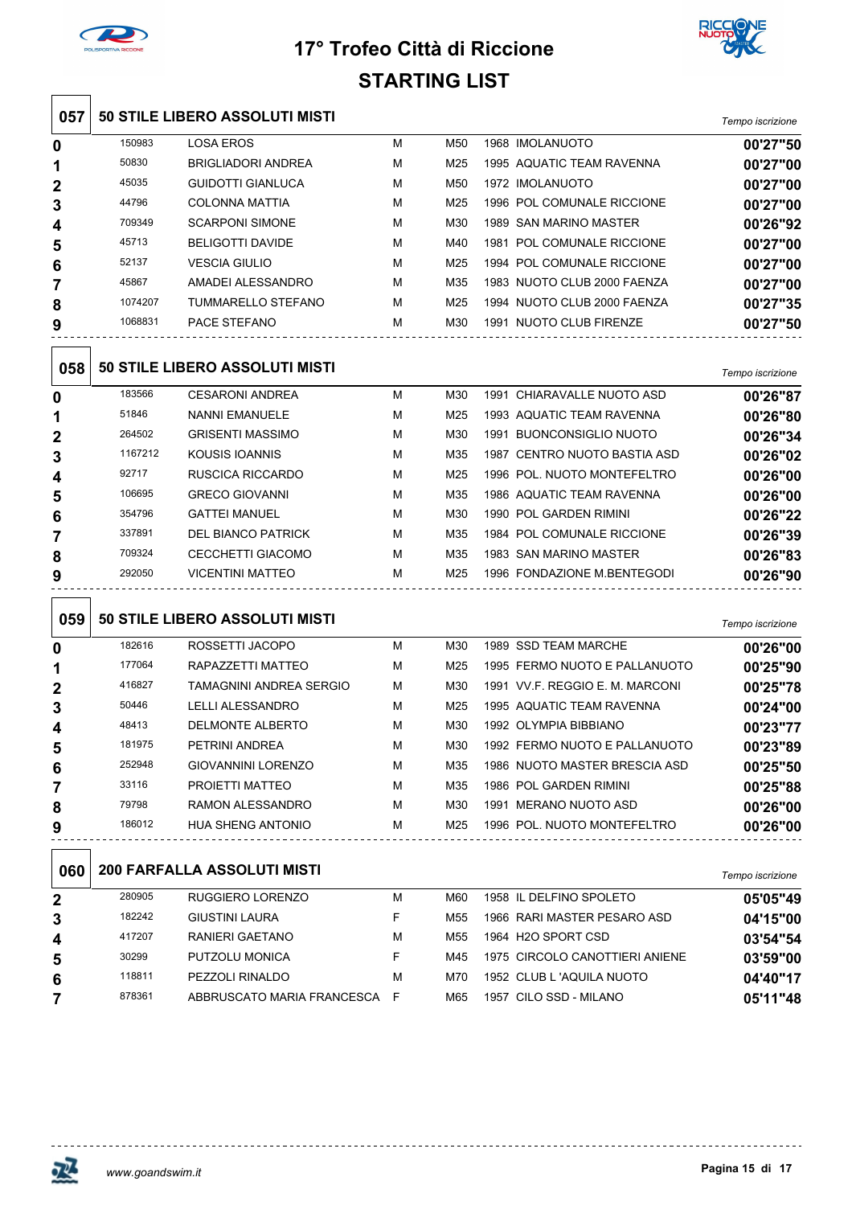# 17° Trofeo Città di Riccione

## STARTING LIST

### 057 50 STILE LIBERO ASSOLUTI MISTI

| | | | | | | | Tempo iscrizione |
|---|---|---|---|---|---|---|---|
| 0 | 150983 | LOSA EROS | M | M50 | 1968 | IMOLANUOTO | 00'27"50 |
| 1 | 50830 | BRIGLIADORI ANDREA | M | M25 | 1995 | AQUATIC TEAM RAVENNA | 00'27"00 |
| 2 | 45035 | GUIDOTTI GIANLUCA | M | M50 | 1972 | IMOLANUOTO | 00'27"00 |
| 3 | 44796 | COLONNA MATTIA | M | M25 | 1996 | POL COMUNALE RICCIONE | 00'27"00 |
| 4 | 709349 | SCARPONI SIMONE | M | M30 | 1989 | SAN MARINO MASTER | 00'26"92 |
| 5 | 45713 | BELIGOTTI DAVIDE | M | M40 | 1981 | POL COMUNALE RICCIONE | 00'27"00 |
| 6 | 52137 | VESCIA GIULIO | M | M25 | 1994 | POL COMUNALE RICCIONE | 00'27"00 |
| 7 | 45867 | AMADEI ALESSANDRO | M | M35 | 1983 | NUOTO CLUB 2000 FAENZA | 00'27"00 |
| 8 | 1074207 | TUMMARELLO STEFANO | M | M25 | 1994 | NUOTO CLUB 2000 FAENZA | 00'27"35 |
| 9 | 1068831 | PACE STEFANO | M | M30 | 1991 | NUOTO CLUB FIRENZE | 00'27"50 |

### 058 50 STILE LIBERO ASSOLUTI MISTI

| | | | | | | | Tempo iscrizione |
|---|---|---|---|---|---|---|---|
| 0 | 183566 | CESARONI ANDREA | M | M30 | 1991 | CHIARAVALLE NUOTO ASD | 00'26"87 |
| 1 | 51846 | NANNI EMANUELE | M | M25 | 1993 | AQUATIC TEAM RAVENNA | 00'26"80 |
| 2 | 264502 | GRISENTI MASSIMO | M | M30 | 1991 | BUONCONSIGLIO NUOTO | 00'26"34 |
| 3 | 1167212 | KOUSIS IOANNIS | M | M35 | 1987 | CENTRO NUOTO BASTIA ASD | 00'26"02 |
| 4 | 92717 | RUSCICA RICCARDO | M | M25 | 1996 | POL. NUOTO MONTEFELTRO | 00'26"00 |
| 5 | 106695 | GRECO GIOVANNI | M | M35 | 1986 | AQUATIC TEAM RAVENNA | 00'26"00 |
| 6 | 354796 | GATTEI MANUEL | M | M30 | 1990 | POL GARDEN RIMINI | 00'26"22 |
| 7 | 337891 | DEL BIANCO PATRICK | M | M35 | 1984 | POL COMUNALE RICCIONE | 00'26"39 |
| 8 | 709324 | CECCHETTI GIACOMO | M | M35 | 1983 | SAN MARINO MASTER | 00'26"83 |
| 9 | 292050 | VICENTINI MATTEO | M | M25 | 1996 | FONDAZIONE M.BENTEGODI | 00'26"90 |

### 059 50 STILE LIBERO ASSOLUTI MISTI

| | | | | | | | Tempo iscrizione |
|---|---|---|---|---|---|---|---|
| 0 | 182616 | ROSSETTI JACOPO | M | M30 | 1989 | SSD TEAM MARCHE | 00'26"00 |
| 1 | 177064 | RAPAZZETTI MATTEO | M | M25 | 1995 | FERMO NUOTO E PALLANUOTO | 00'25"90 |
| 2 | 416827 | TAMAGNINI ANDREA SERGIO | M | M30 | 1991 | VV.F. REGGIO E. M. MARCONI | 00'25"78 |
| 3 | 50446 | LELLI ALESSANDRO | M | M25 | 1995 | AQUATIC TEAM RAVENNA | 00'24"00 |
| 4 | 48413 | DELMONTE ALBERTO | M | M30 | 1992 | OLYMPIA BIBBIANO | 00'23"77 |
| 5 | 181975 | PETRINI ANDREA | M | M30 | 1992 | FERMO NUOTO E PALLANUOTO | 00'23"89 |
| 6 | 252948 | GIOVANNINI LORENZO | M | M35 | 1986 | NUOTO MASTER BRESCIA ASD | 00'25"50 |
| 7 | 33116 | PROIETTI MATTEO | M | M35 | 1986 | POL GARDEN RIMINI | 00'25"88 |
| 8 | 79798 | RAMON ALESSANDRO | M | M30 | 1991 | MERANO NUOTO ASD | 00'26"00 |
| 9 | 186012 | HUA SHENG ANTONIO | M | M25 | 1996 | POL. NUOTO MONTEFELTRO | 00'26"00 |

### 060 200 FARFALLA ASSOLUTI MISTI

| | | | | | | | Tempo iscrizione |
|---|---|---|---|---|---|---|---|
| 2 | 280905 | RUGGIERO LORENZO | M | M60 | 1958 | IL DELFINO SPOLETO | 05'05"49 |
| 3 | 182242 | GIUSTINI LAURA | F | M55 | 1966 | RARI MASTER PESARO ASD | 04'15"00 |
| 4 | 417207 | RANIERI GAETANO | M | M55 | 1964 | H2O SPORT CSD | 03'54"54 |
| 5 | 30299 | PUTZOLU MONICA | F | M45 | 1975 | CIRCOLO CANOTTIERI ANIENE | 03'59"00 |
| 6 | 118811 | PEZZOLI RINALDO | M | M70 | 1952 | CLUB L 'AQUILA NUOTO | 04'40"17 |
| 7 | 878361 | ABBRUSCATO MARIA FRANCESCA | F | M65 | 1957 | CILO SSD - MILANO | 05'11"48 |

www.goandswim.it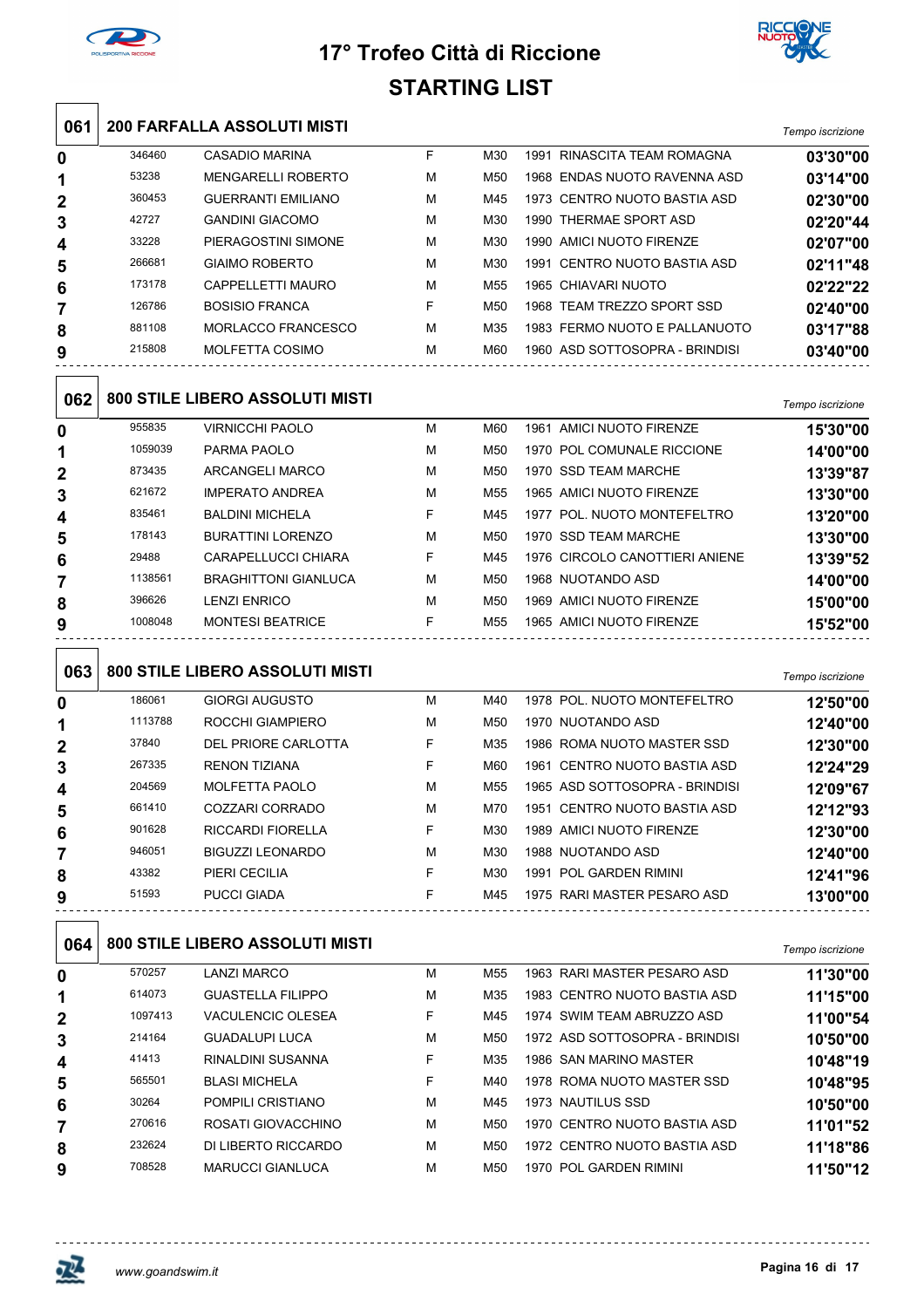# 17° Trofeo Città di Riccione

## STARTING LIST

### 061 200 FARFALLA ASSOLUTI MISTI

| | | | | | | | Tempo iscrizione |
|---|---|---|---|---|---|---|---|
| 0 | 346460 | CASADIO MARINA | F | M30 | 1991 | RINASCITA TEAM ROMAGNA | 03'30"00 |
| 1 | 53238 | MENGARELLI ROBERTO | M | M50 | 1968 | ENDAS NUOTO RAVENNA ASD | 03'14"00 |
| 2 | 360453 | GUERRANTI EMILIANO | M | M45 | 1973 | CENTRO NUOTO BASTIA ASD | 02'30"00 |
| 3 | 42727 | GANDINI GIACOMO | M | M30 | 1990 | THERMAE SPORT ASD | 02'20"44 |
| 4 | 33228 | PIERAGOSTINI SIMONE | M | M30 | 1990 | AMICI NUOTO FIRENZE | 02'07"00 |
| 5 | 266681 | GIAIMO ROBERTO | M | M30 | 1991 | CENTRO NUOTO BASTIA ASD | 02'11"48 |
| 6 | 173178 | CAPPELLETTI MAURO | M | M55 | 1965 | CHIAVARI NUOTO | 02'22"22 |
| 7 | 126786 | BOSISIO FRANCA | F | M50 | 1968 | TEAM TREZZO SPORT SSD | 02'40"00 |
| 8 | 881108 | MORLACCO FRANCESCO | M | M35 | 1983 | FERMO NUOTO E PALLANUOTO | 03'17"88 |
| 9 | 215808 | MOLFETTA COSIMO | M | M60 | 1960 | ASD SOTTOSOPRA - BRINDISI | 03'40"00 |

### 062 800 STILE LIBERO ASSOLUTI MISTI

| | | | | | | | Tempo iscrizione |
|---|---|---|---|---|---|---|---|
| 0 | 955835 | VIRNICCHI PAOLO | M | M60 | 1961 | AMICI NUOTO FIRENZE | 15'30"00 |
| 1 | 1059039 | PARMA PAOLO | M | M50 | 1970 | POL COMUNALE RICCIONE | 14'00"00 |
| 2 | 873435 | ARCANGELI MARCO | M | M50 | 1970 | SSD TEAM MARCHE | 13'39"87 |
| 3 | 621672 | IMPERATO ANDREA | M | M55 | 1965 | AMICI NUOTO FIRENZE | 13'30"00 |
| 4 | 835461 | BALDINI MICHELA | F | M45 | 1977 | POL. NUOTO MONTEFELTRO | 13'20"00 |
| 5 | 178143 | BURATTINI LORENZO | M | M50 | 1970 | SSD TEAM MARCHE | 13'30"00 |
| 6 | 29488 | CARAPELLUCCI CHIARA | F | M45 | 1976 | CIRCOLO CANOTTIERI ANIENE | 13'39"52 |
| 7 | 1138561 | BRAGHITTONI GIANLUCA | M | M50 | 1968 | NUOTANDO ASD | 14'00"00 |
| 8 | 396626 | LENZI ENRICO | M | M50 | 1969 | AMICI NUOTO FIRENZE | 15'00"00 |
| 9 | 1008048 | MONTESI BEATRICE | F | M55 | 1965 | AMICI NUOTO FIRENZE | 15'52"00 |

### 063 800 STILE LIBERO ASSOLUTI MISTI

| | | | | | | | Tempo iscrizione |
|---|---|---|---|---|---|---|---|
| 0 | 186061 | GIORGI AUGUSTO | M | M40 | 1978 | POL. NUOTO MONTEFELTRO | 12'50"00 |
| 1 | 1113788 | ROCCHI GIAMPIERO | M | M50 | 1970 | NUOTANDO ASD | 12'40"00 |
| 2 | 37840 | DEL PRIORE CARLOTTA | F | M35 | 1986 | ROMA NUOTO MASTER SSD | 12'30"00 |
| 3 | 267335 | RENON TIZIANA | F | M60 | 1961 | CENTRO NUOTO BASTIA ASD | 12'24"29 |
| 4 | 204569 | MOLFETTA PAOLO | M | M55 | 1965 | ASD SOTTOSOPRA - BRINDISI | 12'09"67 |
| 5 | 661410 | COZZARI CORRADO | M | M70 | 1951 | CENTRO NUOTO BASTIA ASD | 12'12"93 |
| 6 | 901628 | RICCARDI FIORELLA | F | M30 | 1989 | AMICI NUOTO FIRENZE | 12'30"00 |
| 7 | 946051 | BIGUZZI LEONARDO | M | M30 | 1988 | NUOTANDO ASD | 12'40"00 |
| 8 | 43382 | PIERI CECILIA | F | M30 | 1991 | POL GARDEN RIMINI | 12'41"96 |
| 9 | 51593 | PUCCI GIADA | F | M45 | 1975 | RARI MASTER PESARO ASD | 13'00"00 |

### 064 800 STILE LIBERO ASSOLUTI MISTI

| | | | | | | | Tempo iscrizione |
|---|---|---|---|---|---|---|---|
| 0 | 570257 | LANZI MARCO | M | M55 | 1963 | RARI MASTER PESARO ASD | 11'30"00 |
| 1 | 614073 | GUASTELLA FILIPPO | M | M35 | 1983 | CENTRO NUOTO BASTIA ASD | 11'15"00 |
| 2 | 1097413 | VACULENCIC OLESEA | F | M45 | 1974 | SWIM TEAM ABRUZZO ASD | 11'00"54 |
| 3 | 214164 | GUADALUPI LUCA | M | M50 | 1972 | ASD SOTTOSOPRA - BRINDISI | 10'50"00 |
| 4 | 41413 | RINALDINI SUSANNA | F | M35 | 1986 | SAN MARINO MASTER | 10'48"19 |
| 5 | 565501 | BLASI MICHELA | F | M40 | 1978 | ROMA NUOTO MASTER SSD | 10'48"95 |
| 6 | 30264 | POMPILI CRISTIANO | M | M45 | 1973 | NAUTILUS SSD | 10'50"00 |
| 7 | 270616 | ROSATI GIOVACCHINO | M | M50 | 1970 | CENTRO NUOTO BASTIA ASD | 11'01"52 |
| 8 | 232624 | DI LIBERTO RICCARDO | M | M50 | 1972 | CENTRO NUOTO BASTIA ASD | 11'18"86 |
| 9 | 708528 | MARUCCI GIANLUCA | M | M50 | 1970 | POL GARDEN RIMINI | 11'50"12 |

www.goandswim.it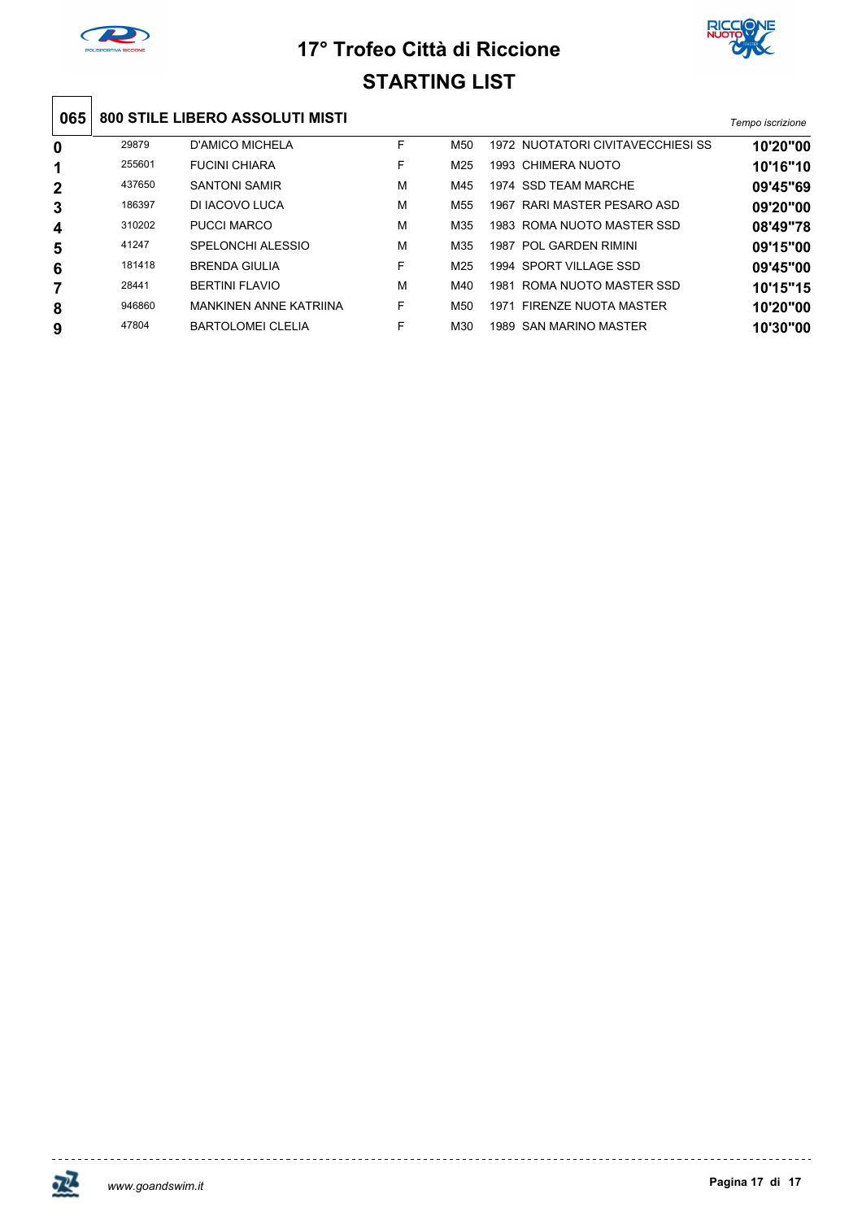# 17° Trofeo Città di Riccione

## STARTING LIST

### 065 800 STILE LIBERO ASSOLUTI MISTI

*Tempo iscrizione*

| | | | | | | | |
|---|---|---|---|---|---|---|---|
| **0** | 29879 | D'AMICO MICHELA | F | M50 | 1972 | NUOTATORI CIVITAVECCHIESI SS | **10'20"00** |
| **1** | 255601 | FUCINI CHIARA | F | M25 | 1993 | CHIMERA NUOTO | **10'16"10** |
| **2** | 437650 | SANTONI SAMIR | M | M45 | 1974 | SSD TEAM MARCHE | **09'45"69** |
| **3** | 186397 | DI IACOVO LUCA | M | M55 | 1967 | RARI MASTER PESARO ASD | **09'20"00** |
| **4** | 310202 | PUCCI MARCO | M | M35 | 1983 | ROMA NUOTO MASTER SSD | **08'49"78** |
| **5** | 41247 | SPELONCHI ALESSIO | M | M35 | 1987 | POL GARDEN RIMINI | **09'15"00** |
| **6** | 181418 | BRENDA GIULIA | F | M25 | 1994 | SPORT VILLAGE SSD | **09'45"00** |
| **7** | 28441 | BERTINI FLAVIO | M | M40 | 1981 | ROMA NUOTO MASTER SSD | **10'15"15** |
| **8** | 946860 | MANKINEN ANNE KATRIINA | F | M50 | 1971 | FIRENZE NUOTA MASTER | **10'20"00** |
| **9** | 47804 | BARTOLOMEI CLELIA | F | M30 | 1989 | SAN MARINO MASTER | **10'30"00** |